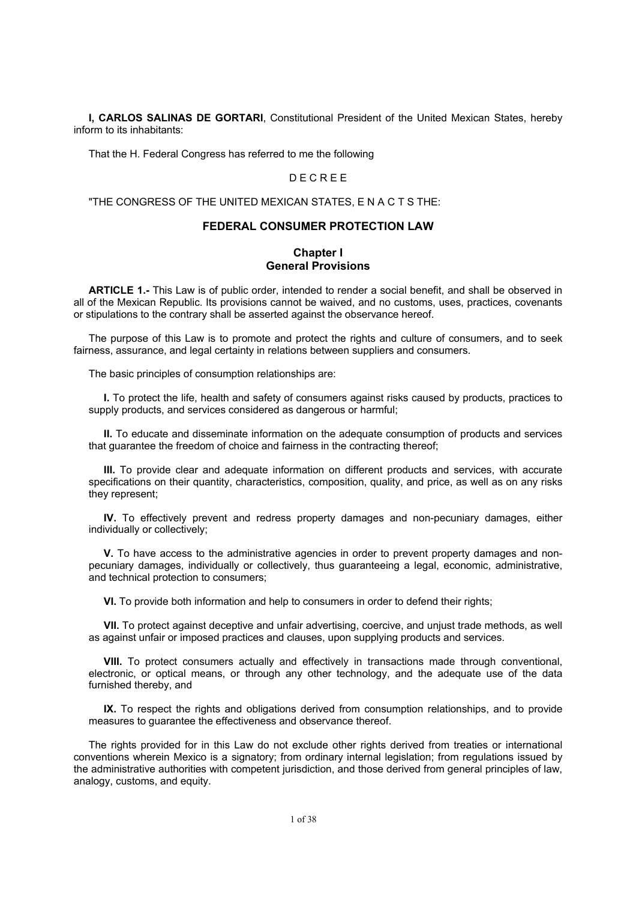**I, CARLOS SALINAS DE GORTARI**, Constitutional President of the United Mexican States, hereby inform to its inhabitants:

That the H. Federal Congress has referred to me the following

D E C R E E

"THE CONGRESS OF THE UNITED MEXICAN STATES, E N A C T S THE:

# FEDERAL CONSUMER PROTECTION LAW

## Chapter I
## General Provisions

**ARTICLE 1.-** This Law is of public order, intended to render a social benefit, and shall be observed in all of the Mexican Republic. Its provisions cannot be waived, and no customs, uses, practices, covenants or stipulations to the contrary shall be asserted against the observance hereof.

The purpose of this Law is to promote and protect the rights and culture of consumers, and to seek fairness, assurance, and legal certainty in relations between suppliers and consumers.

The basic principles of consumption relationships are:

**I.** To protect the life, health and safety of consumers against risks caused by products, practices to supply products, and services considered as dangerous or harmful;

**II.** To educate and disseminate information on the adequate consumption of products and services that guarantee the freedom of choice and fairness in the contracting thereof;

**III.** To provide clear and adequate information on different products and services, with accurate specifications on their quantity, characteristics, composition, quality, and price, as well as on any risks they represent;

**IV.** To effectively prevent and redress property damages and non-pecuniary damages, either individually or collectively;

**V.** To have access to the administrative agencies in order to prevent property damages and non-pecuniary damages, individually or collectively, thus guaranteeing a legal, economic, administrative, and technical protection to consumers;

**VI.** To provide both information and help to consumers in order to defend their rights;

**VII.** To protect against deceptive and unfair advertising, coercive, and unjust trade methods, as well as against unfair or imposed practices and clauses, upon supplying products and services.

**VIII.** To protect consumers actually and effectively in transactions made through conventional, electronic, or optical means, or through any other technology, and the adequate use of the data furnished thereby, and

**IX.** To respect the rights and obligations derived from consumption relationships, and to provide measures to guarantee the effectiveness and observance thereof.

The rights provided for in this Law do not exclude other rights derived from treaties or international conventions wherein Mexico is a signatory; from ordinary internal legislation; from regulations issued by the administrative authorities with competent jurisdiction, and those derived from general principles of law, analogy, customs, and equity.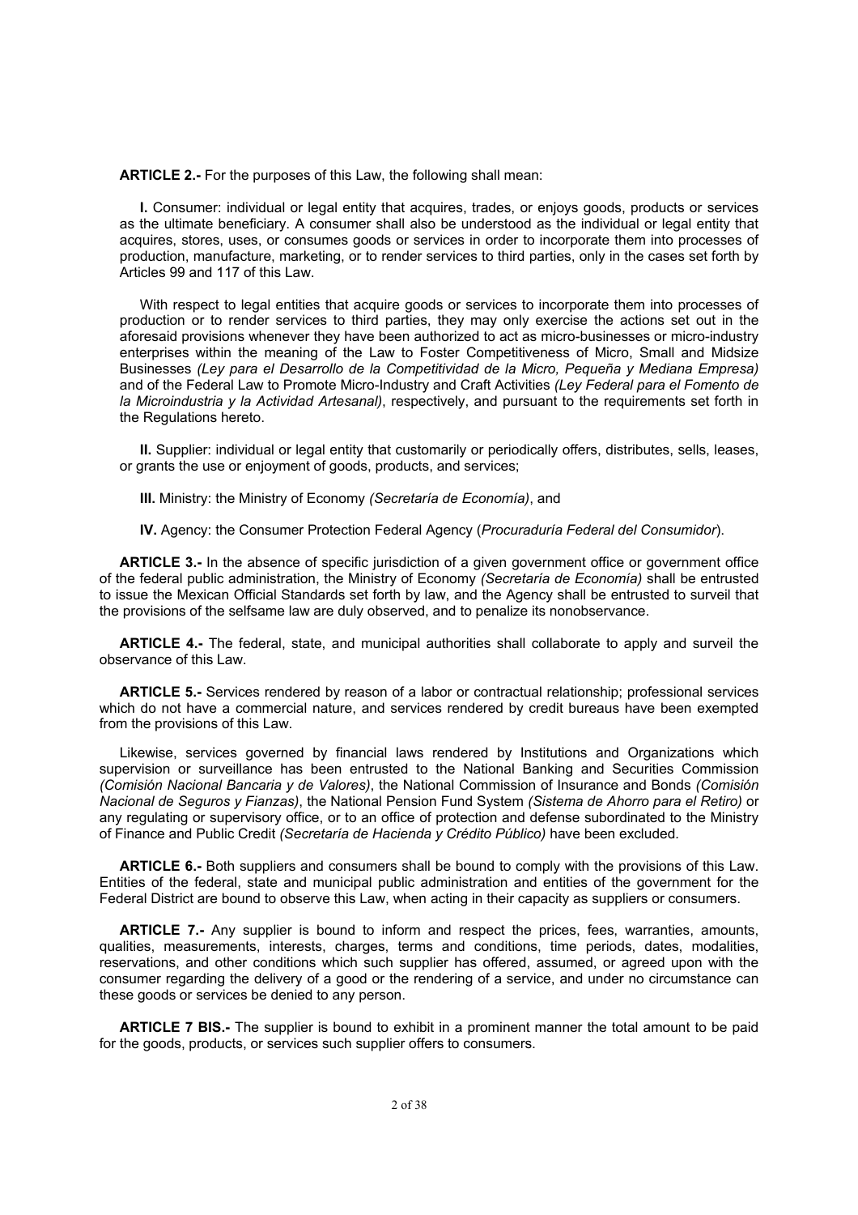**ARTICLE 2.-** For the purposes of this Law, the following shall mean:

**I.** Consumer: individual or legal entity that acquires, trades, or enjoys goods, products or services as the ultimate beneficiary. A consumer shall also be understood as the individual or legal entity that acquires, stores, uses, or consumes goods or services in order to incorporate them into processes of production, manufacture, marketing, or to render services to third parties, only in the cases set forth by Articles 99 and 117 of this Law.

With respect to legal entities that acquire goods or services to incorporate them into processes of production or to render services to third parties, they may only exercise the actions set out in the aforesaid provisions whenever they have been authorized to act as micro-businesses or micro-industry enterprises within the meaning of the Law to Foster Competitiveness of Micro, Small and Midsize Businesses *(Ley para el Desarrollo de la Competitividad de la Micro, Pequeña y Mediana Empresa)* and of the Federal Law to Promote Micro-Industry and Craft Activities *(Ley Federal para el Fomento de la Microindustria y la Actividad Artesanal)*, respectively, and pursuant to the requirements set forth in the Regulations hereto.

**II.** Supplier: individual or legal entity that customarily or periodically offers, distributes, sells, leases, or grants the use or enjoyment of goods, products, and services;

**III.** Ministry: the Ministry of Economy *(Secretaría de Economía)*, and

**IV.** Agency: the Consumer Protection Federal Agency (*Procuraduría Federal del Consumidor*).

**ARTICLE 3.-** In the absence of specific jurisdiction of a given government office or government office of the federal public administration, the Ministry of Economy *(Secretaría de Economía)* shall be entrusted to issue the Mexican Official Standards set forth by law, and the Agency shall be entrusted to surveil that the provisions of the selfsame law are duly observed, and to penalize its nonobservance.

**ARTICLE 4.-** The federal, state, and municipal authorities shall collaborate to apply and surveil the observance of this Law.

**ARTICLE 5.-** Services rendered by reason of a labor or contractual relationship; professional services which do not have a commercial nature, and services rendered by credit bureaus have been exempted from the provisions of this Law.

Likewise, services governed by financial laws rendered by Institutions and Organizations which supervision or surveillance has been entrusted to the National Banking and Securities Commission *(Comisión Nacional Bancaria y de Valores)*, the National Commission of Insurance and Bonds *(Comisión Nacional de Seguros y Fianzas)*, the National Pension Fund System *(Sistema de Ahorro para el Retiro)* or any regulating or supervisory office, or to an office of protection and defense subordinated to the Ministry of Finance and Public Credit *(Secretaría de Hacienda y Crédito Público)* have been excluded.

**ARTICLE 6.-** Both suppliers and consumers shall be bound to comply with the provisions of this Law. Entities of the federal, state and municipal public administration and entities of the government for the Federal District are bound to observe this Law, when acting in their capacity as suppliers or consumers.

**ARTICLE 7.-** Any supplier is bound to inform and respect the prices, fees, warranties, amounts, qualities, measurements, interests, charges, terms and conditions, time periods, dates, modalities, reservations, and other conditions which such supplier has offered, assumed, or agreed upon with the consumer regarding the delivery of a good or the rendering of a service, and under no circumstance can these goods or services be denied to any person.

**ARTICLE 7 BIS.-** The supplier is bound to exhibit in a prominent manner the total amount to be paid for the goods, products, or services such supplier offers to consumers.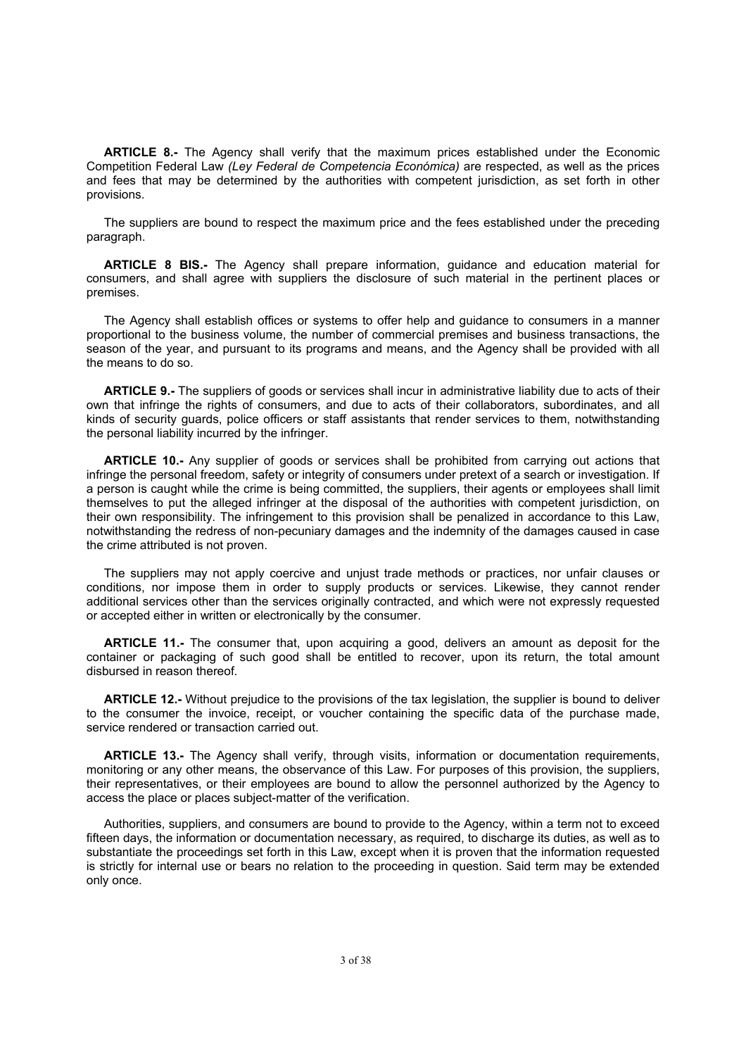**ARTICLE 8.-** The Agency shall verify that the maximum prices established under the Economic Competition Federal Law *(Ley Federal de Competencia Económica)* are respected, as well as the prices and fees that may be determined by the authorities with competent jurisdiction, as set forth in other provisions.

The suppliers are bound to respect the maximum price and the fees established under the preceding paragraph.

**ARTICLE 8 BIS.-** The Agency shall prepare information, guidance and education material for consumers, and shall agree with suppliers the disclosure of such material in the pertinent places or premises.

The Agency shall establish offices or systems to offer help and guidance to consumers in a manner proportional to the business volume, the number of commercial premises and business transactions, the season of the year, and pursuant to its programs and means, and the Agency shall be provided with all the means to do so.

**ARTICLE 9.-** The suppliers of goods or services shall incur in administrative liability due to acts of their own that infringe the rights of consumers, and due to acts of their collaborators, subordinates, and all kinds of security guards, police officers or staff assistants that render services to them, notwithstanding the personal liability incurred by the infringer.

**ARTICLE 10.-** Any supplier of goods or services shall be prohibited from carrying out actions that infringe the personal freedom, safety or integrity of consumers under pretext of a search or investigation. If a person is caught while the crime is being committed, the suppliers, their agents or employees shall limit themselves to put the alleged infringer at the disposal of the authorities with competent jurisdiction, on their own responsibility. The infringement to this provision shall be penalized in accordance to this Law, notwithstanding the redress of non-pecuniary damages and the indemnity of the damages caused in case the crime attributed is not proven.

The suppliers may not apply coercive and unjust trade methods or practices, nor unfair clauses or conditions, nor impose them in order to supply products or services. Likewise, they cannot render additional services other than the services originally contracted, and which were not expressly requested or accepted either in written or electronically by the consumer.

**ARTICLE 11.-** The consumer that, upon acquiring a good, delivers an amount as deposit for the container or packaging of such good shall be entitled to recover, upon its return, the total amount disbursed in reason thereof.

**ARTICLE 12.-** Without prejudice to the provisions of the tax legislation, the supplier is bound to deliver to the consumer the invoice, receipt, or voucher containing the specific data of the purchase made, service rendered or transaction carried out.

**ARTICLE 13.-** The Agency shall verify, through visits, information or documentation requirements, monitoring or any other means, the observance of this Law. For purposes of this provision, the suppliers, their representatives, or their employees are bound to allow the personnel authorized by the Agency to access the place or places subject-matter of the verification.

Authorities, suppliers, and consumers are bound to provide to the Agency, within a term not to exceed fifteen days, the information or documentation necessary, as required, to discharge its duties, as well as to substantiate the proceedings set forth in this Law, except when it is proven that the information requested is strictly for internal use or bears no relation to the proceeding in question. Said term may be extended only once.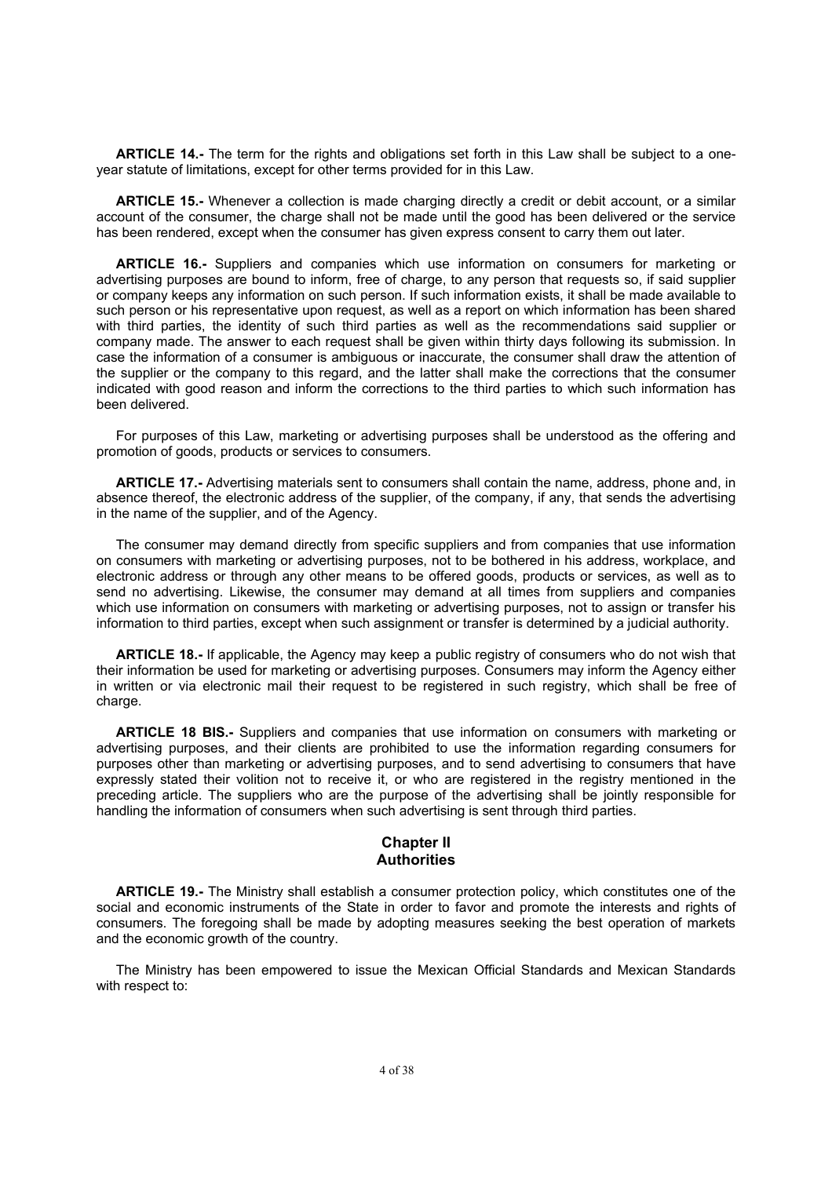**ARTICLE 14.-** The term for the rights and obligations set forth in this Law shall be subject to a one-year statute of limitations, except for other terms provided for in this Law.

**ARTICLE 15.-** Whenever a collection is made charging directly a credit or debit account, or a similar account of the consumer, the charge shall not be made until the good has been delivered or the service has been rendered, except when the consumer has given express consent to carry them out later.

**ARTICLE 16.-** Suppliers and companies which use information on consumers for marketing or advertising purposes are bound to inform, free of charge, to any person that requests so, if said supplier or company keeps any information on such person. If such information exists, it shall be made available to such person or his representative upon request, as well as a report on which information has been shared with third parties, the identity of such third parties as well as the recommendations said supplier or company made. The answer to each request shall be given within thirty days following its submission. In case the information of a consumer is ambiguous or inaccurate, the consumer shall draw the attention of the supplier or the company to this regard, and the latter shall make the corrections that the consumer indicated with good reason and inform the corrections to the third parties to which such information has been delivered.

For purposes of this Law, marketing or advertising purposes shall be understood as the offering and promotion of goods, products or services to consumers.

**ARTICLE 17.-** Advertising materials sent to consumers shall contain the name, address, phone and, in absence thereof, the electronic address of the supplier, of the company, if any, that sends the advertising in the name of the supplier, and of the Agency.

The consumer may demand directly from specific suppliers and from companies that use information on consumers with marketing or advertising purposes, not to be bothered in his address, workplace, and electronic address or through any other means to be offered goods, products or services, as well as to send no advertising. Likewise, the consumer may demand at all times from suppliers and companies which use information on consumers with marketing or advertising purposes, not to assign or transfer his information to third parties, except when such assignment or transfer is determined by a judicial authority.

**ARTICLE 18.-** If applicable, the Agency may keep a public registry of consumers who do not wish that their information be used for marketing or advertising purposes. Consumers may inform the Agency either in written or via electronic mail their request to be registered in such registry, which shall be free of charge.

**ARTICLE 18 BIS.-** Suppliers and companies that use information on consumers with marketing or advertising purposes, and their clients are prohibited to use the information regarding consumers for purposes other than marketing or advertising purposes, and to send advertising to consumers that have expressly stated their volition not to receive it, or who are registered in the registry mentioned in the preceding article. The suppliers who are the purpose of the advertising shall be jointly responsible for handling the information of consumers when such advertising is sent through third parties.

## Chapter II
## Authorities

**ARTICLE 19.-** The Ministry shall establish a consumer protection policy, which constitutes one of the social and economic instruments of the State in order to favor and promote the interests and rights of consumers. The foregoing shall be made by adopting measures seeking the best operation of markets and the economic growth of the country.

The Ministry has been empowered to issue the Mexican Official Standards and Mexican Standards with respect to: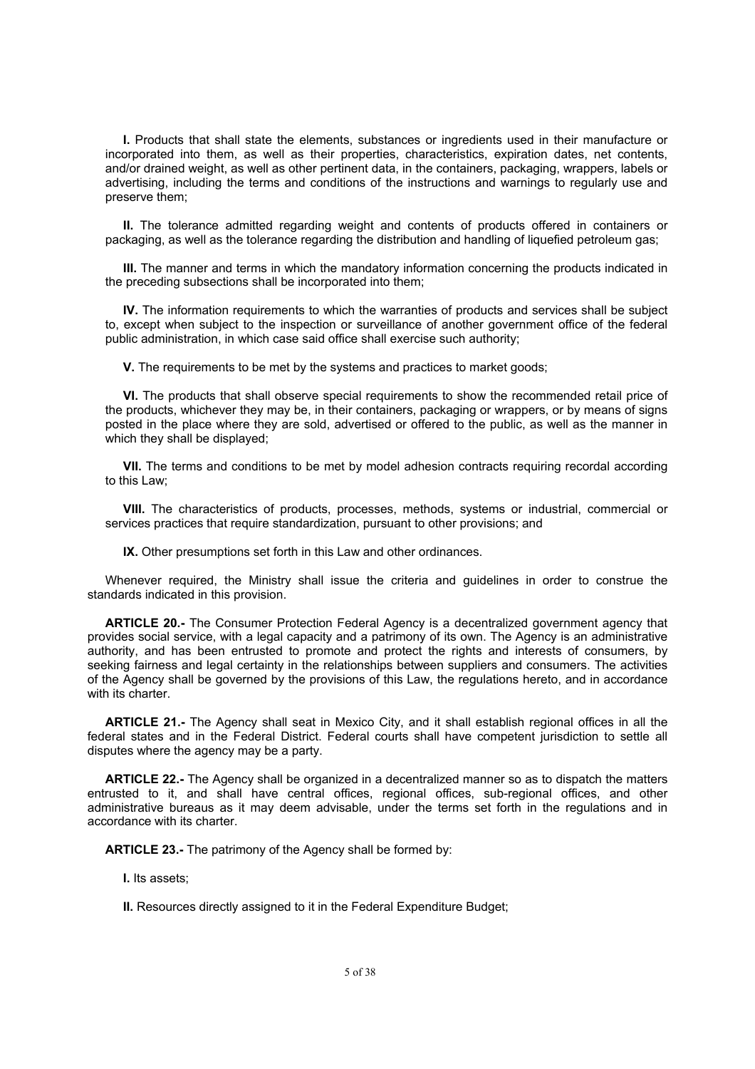**I.** Products that shall state the elements, substances or ingredients used in their manufacture or incorporated into them, as well as their properties, characteristics, expiration dates, net contents, and/or drained weight, as well as other pertinent data, in the containers, packaging, wrappers, labels or advertising, including the terms and conditions of the instructions and warnings to regularly use and preserve them;

**II.** The tolerance admitted regarding weight and contents of products offered in containers or packaging, as well as the tolerance regarding the distribution and handling of liquefied petroleum gas;

**III.** The manner and terms in which the mandatory information concerning the products indicated in the preceding subsections shall be incorporated into them;

**IV.** The information requirements to which the warranties of products and services shall be subject to, except when subject to the inspection or surveillance of another government office of the federal public administration, in which case said office shall exercise such authority;

**V.** The requirements to be met by the systems and practices to market goods;

**VI.** The products that shall observe special requirements to show the recommended retail price of the products, whichever they may be, in their containers, packaging or wrappers, or by means of signs posted in the place where they are sold, advertised or offered to the public, as well as the manner in which they shall be displayed;

**VII.** The terms and conditions to be met by model adhesion contracts requiring recordal according to this Law;

**VIII.** The characteristics of products, processes, methods, systems or industrial, commercial or services practices that require standardization, pursuant to other provisions; and

**IX.** Other presumptions set forth in this Law and other ordinances.

Whenever required, the Ministry shall issue the criteria and guidelines in order to construe the standards indicated in this provision.

**ARTICLE 20.-** The Consumer Protection Federal Agency is a decentralized government agency that provides social service, with a legal capacity and a patrimony of its own. The Agency is an administrative authority, and has been entrusted to promote and protect the rights and interests of consumers, by seeking fairness and legal certainty in the relationships between suppliers and consumers. The activities of the Agency shall be governed by the provisions of this Law, the regulations hereto, and in accordance with its charter.

**ARTICLE 21.-** The Agency shall seat in Mexico City, and it shall establish regional offices in all the federal states and in the Federal District. Federal courts shall have competent jurisdiction to settle all disputes where the agency may be a party.

**ARTICLE 22.-** The Agency shall be organized in a decentralized manner so as to dispatch the matters entrusted to it, and shall have central offices, regional offices, sub-regional offices, and other administrative bureaus as it may deem advisable, under the terms set forth in the regulations and in accordance with its charter.

**ARTICLE 23.-** The patrimony of the Agency shall be formed by:

**I.** Its assets;

**II.** Resources directly assigned to it in the Federal Expenditure Budget;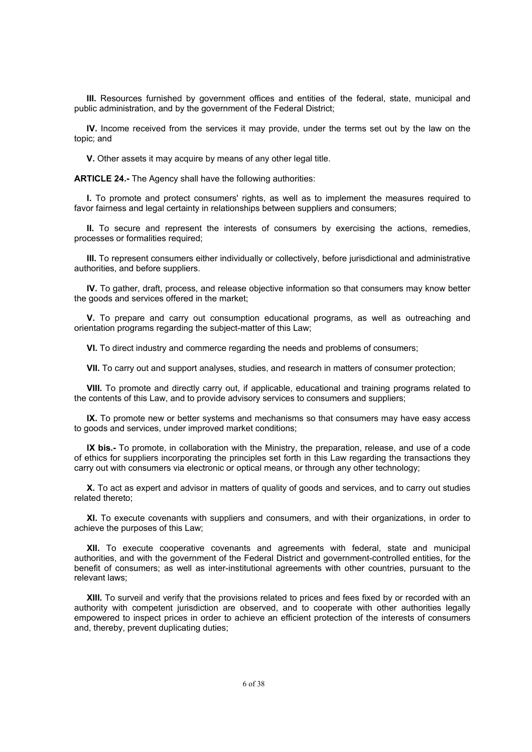**III.** Resources furnished by government offices and entities of the federal, state, municipal and public administration, and by the government of the Federal District;

**IV.** Income received from the services it may provide, under the terms set out by the law on the topic; and

**V.** Other assets it may acquire by means of any other legal title.

**ARTICLE 24.-** The Agency shall have the following authorities:

**I.** To promote and protect consumers' rights, as well as to implement the measures required to favor fairness and legal certainty in relationships between suppliers and consumers;

**II.** To secure and represent the interests of consumers by exercising the actions, remedies, processes or formalities required;

**III.** To represent consumers either individually or collectively, before jurisdictional and administrative authorities, and before suppliers.

**IV.** To gather, draft, process, and release objective information so that consumers may know better the goods and services offered in the market;

**V.** To prepare and carry out consumption educational programs, as well as outreaching and orientation programs regarding the subject-matter of this Law;

**VI.** To direct industry and commerce regarding the needs and problems of consumers;

**VII.** To carry out and support analyses, studies, and research in matters of consumer protection;

**VIII.** To promote and directly carry out, if applicable, educational and training programs related to the contents of this Law, and to provide advisory services to consumers and suppliers;

**IX.** To promote new or better systems and mechanisms so that consumers may have easy access to goods and services, under improved market conditions;

**IX bis.-** To promote, in collaboration with the Ministry, the preparation, release, and use of a code of ethics for suppliers incorporating the principles set forth in this Law regarding the transactions they carry out with consumers via electronic or optical means, or through any other technology;

**X.** To act as expert and advisor in matters of quality of goods and services, and to carry out studies related thereto;

**XI.** To execute covenants with suppliers and consumers, and with their organizations, in order to achieve the purposes of this Law;

**XII.** To execute cooperative covenants and agreements with federal, state and municipal authorities, and with the government of the Federal District and government-controlled entities, for the benefit of consumers; as well as inter-institutional agreements with other countries, pursuant to the relevant laws;

**XIII.** To surveil and verify that the provisions related to prices and fees fixed by or recorded with an authority with competent jurisdiction are observed, and to cooperate with other authorities legally empowered to inspect prices in order to achieve an efficient protection of the interests of consumers and, thereby, prevent duplicating duties;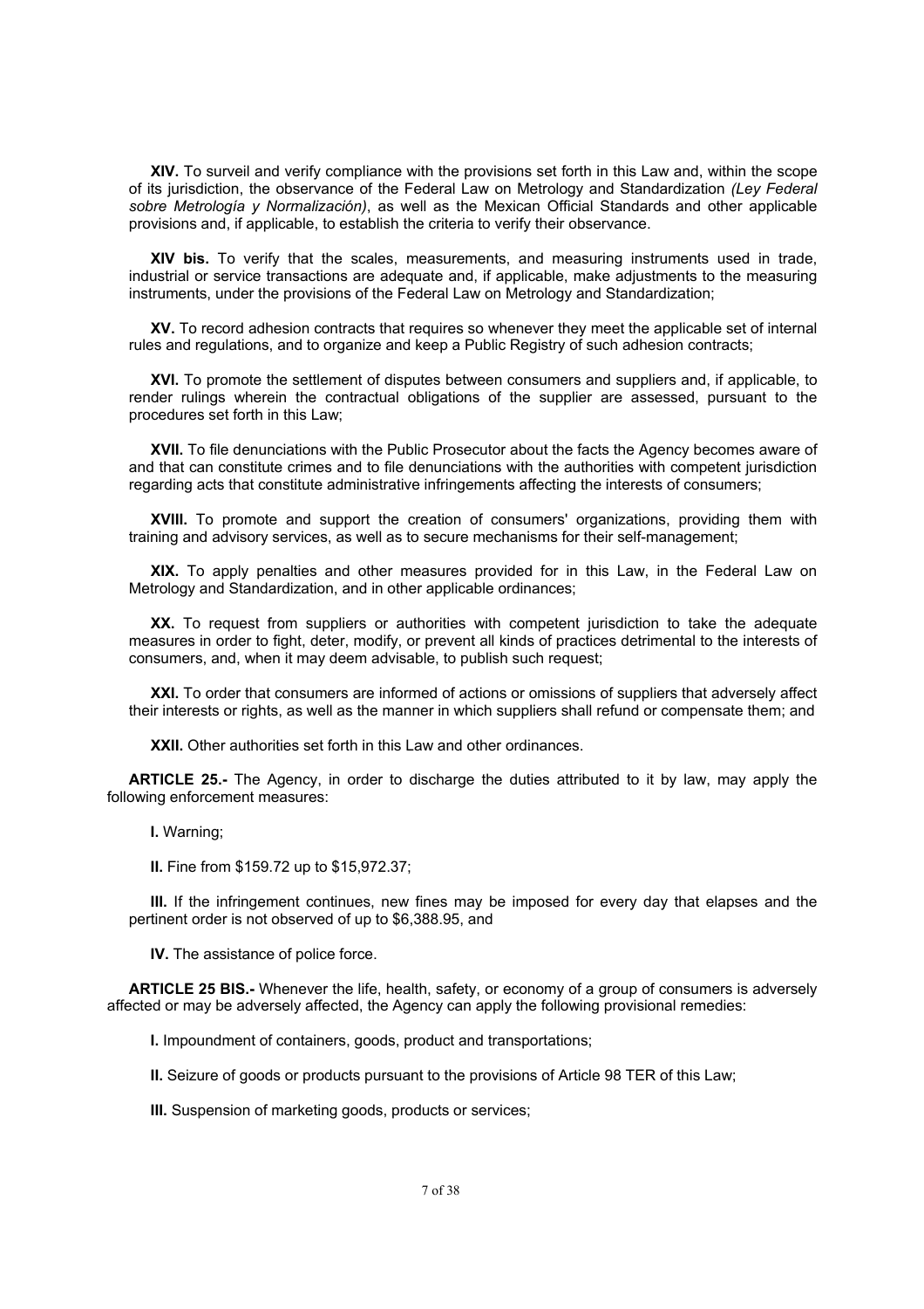**XIV.** To surveil and verify compliance with the provisions set forth in this Law and, within the scope of its jurisdiction, the observance of the Federal Law on Metrology and Standardization *(Ley Federal sobre Metrología y Normalización)*, as well as the Mexican Official Standards and other applicable provisions and, if applicable, to establish the criteria to verify their observance.

**XIV bis.** To verify that the scales, measurements, and measuring instruments used in trade, industrial or service transactions are adequate and, if applicable, make adjustments to the measuring instruments, under the provisions of the Federal Law on Metrology and Standardization;

**XV.** To record adhesion contracts that requires so whenever they meet the applicable set of internal rules and regulations, and to organize and keep a Public Registry of such adhesion contracts;

**XVI.** To promote the settlement of disputes between consumers and suppliers and, if applicable, to render rulings wherein the contractual obligations of the supplier are assessed, pursuant to the procedures set forth in this Law;

**XVII.** To file denunciations with the Public Prosecutor about the facts the Agency becomes aware of and that can constitute crimes and to file denunciations with the authorities with competent jurisdiction regarding acts that constitute administrative infringements affecting the interests of consumers;

**XVIII.** To promote and support the creation of consumers' organizations, providing them with training and advisory services, as well as to secure mechanisms for their self-management;

**XIX.** To apply penalties and other measures provided for in this Law, in the Federal Law on Metrology and Standardization, and in other applicable ordinances;

**XX.** To request from suppliers or authorities with competent jurisdiction to take the adequate measures in order to fight, deter, modify, or prevent all kinds of practices detrimental to the interests of consumers, and, when it may deem advisable, to publish such request;

**XXI.** To order that consumers are informed of actions or omissions of suppliers that adversely affect their interests or rights, as well as the manner in which suppliers shall refund or compensate them; and

**XXII.** Other authorities set forth in this Law and other ordinances.

**ARTICLE 25.-** The Agency, in order to discharge the duties attributed to it by law, may apply the following enforcement measures:

**I.** Warning;

**II.** Fine from $159.72 up to $15,972.37;

**III.** If the infringement continues, new fines may be imposed for every day that elapses and the pertinent order is not observed of up to $6,388.95, and

**IV.** The assistance of police force.

**ARTICLE 25 BIS.-** Whenever the life, health, safety, or economy of a group of consumers is adversely affected or may be adversely affected, the Agency can apply the following provisional remedies:

**I.** Impoundment of containers, goods, product and transportations;

**II.** Seizure of goods or products pursuant to the provisions of Article 98 TER of this Law;

**III.** Suspension of marketing goods, products or services;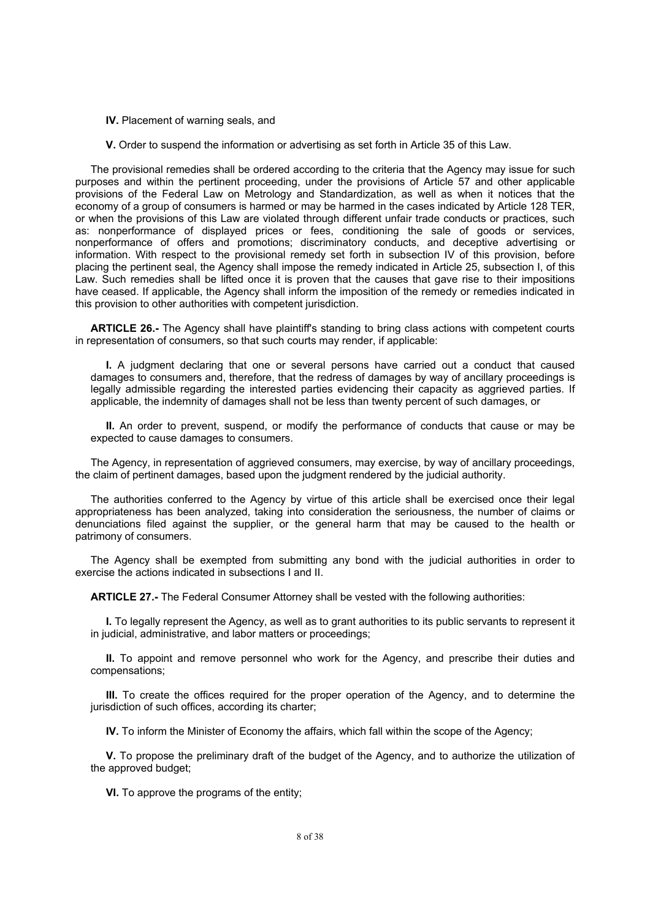**IV.** Placement of warning seals, and

**V.** Order to suspend the information or advertising as set forth in Article 35 of this Law.

The provisional remedies shall be ordered according to the criteria that the Agency may issue for such purposes and within the pertinent proceeding, under the provisions of Article 57 and other applicable provisions of the Federal Law on Metrology and Standardization, as well as when it notices that the economy of a group of consumers is harmed or may be harmed in the cases indicated by Article 128 TER, or when the provisions of this Law are violated through different unfair trade conducts or practices, such as: nonperformance of displayed prices or fees, conditioning the sale of goods or services, nonperformance of offers and promotions; discriminatory conducts, and deceptive advertising or information. With respect to the provisional remedy set forth in subsection IV of this provision, before placing the pertinent seal, the Agency shall impose the remedy indicated in Article 25, subsection I, of this Law. Such remedies shall be lifted once it is proven that the causes that gave rise to their impositions have ceased. If applicable, the Agency shall inform the imposition of the remedy or remedies indicated in this provision to other authorities with competent jurisdiction.

**ARTICLE 26.-** The Agency shall have plaintiff's standing to bring class actions with competent courts in representation of consumers, so that such courts may render, if applicable:

**I.** A judgment declaring that one or several persons have carried out a conduct that caused damages to consumers and, therefore, that the redress of damages by way of ancillary proceedings is legally admissible regarding the interested parties evidencing their capacity as aggrieved parties. If applicable, the indemnity of damages shall not be less than twenty percent of such damages, or

**II.** An order to prevent, suspend, or modify the performance of conducts that cause or may be expected to cause damages to consumers.

The Agency, in representation of aggrieved consumers, may exercise, by way of ancillary proceedings, the claim of pertinent damages, based upon the judgment rendered by the judicial authority.

The authorities conferred to the Agency by virtue of this article shall be exercised once their legal appropriateness has been analyzed, taking into consideration the seriousness, the number of claims or denunciations filed against the supplier, or the general harm that may be caused to the health or patrimony of consumers.

The Agency shall be exempted from submitting any bond with the judicial authorities in order to exercise the actions indicated in subsections I and II.

**ARTICLE 27.-** The Federal Consumer Attorney shall be vested with the following authorities:

**I.** To legally represent the Agency, as well as to grant authorities to its public servants to represent it in judicial, administrative, and labor matters or proceedings;

**II.** To appoint and remove personnel who work for the Agency, and prescribe their duties and compensations;

**III.** To create the offices required for the proper operation of the Agency, and to determine the jurisdiction of such offices, according its charter;

**IV.** To inform the Minister of Economy the affairs, which fall within the scope of the Agency;

**V.** To propose the preliminary draft of the budget of the Agency, and to authorize the utilization of the approved budget;

**VI.** To approve the programs of the entity;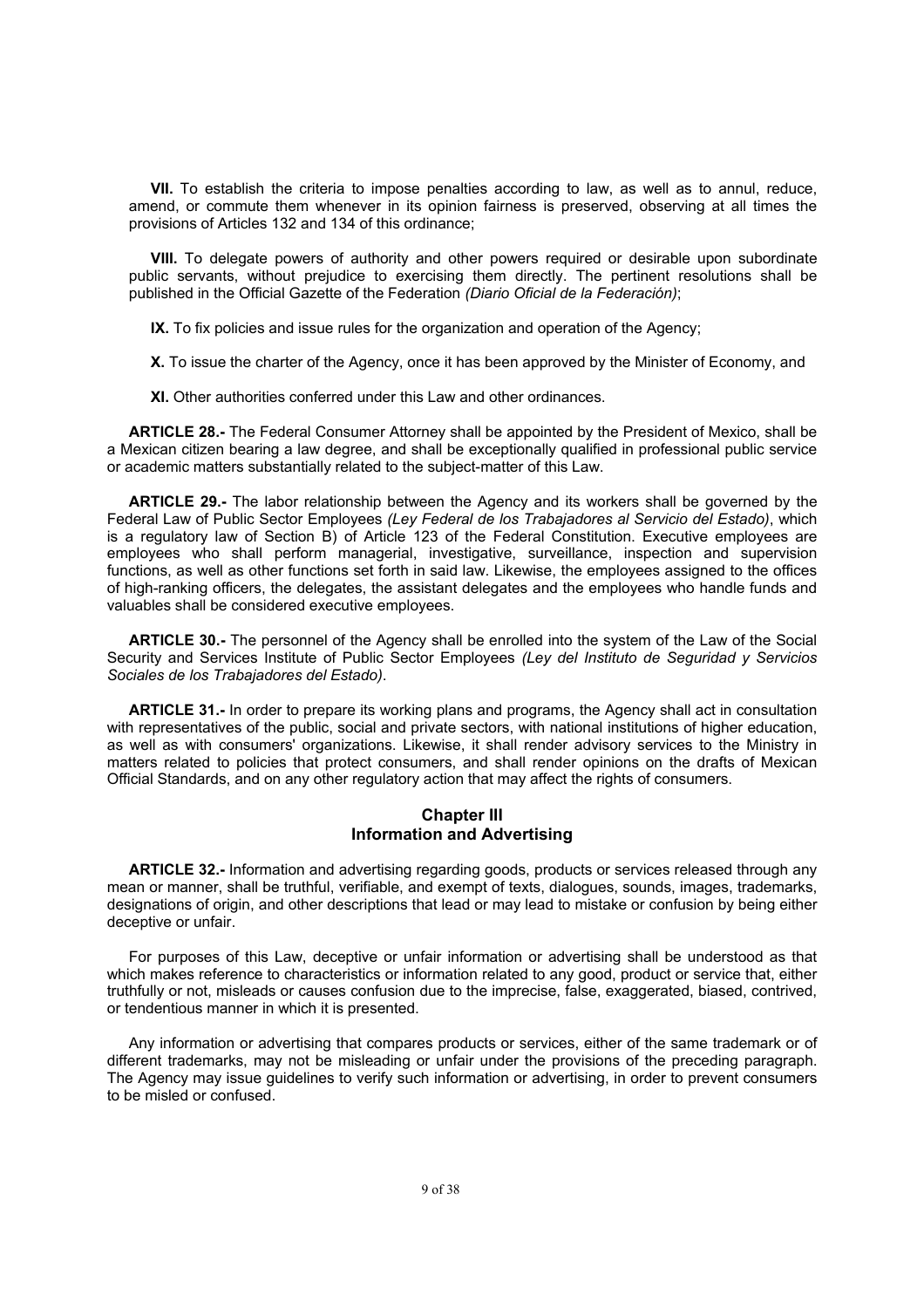**VII.** To establish the criteria to impose penalties according to law, as well as to annul, reduce, amend, or commute them whenever in its opinion fairness is preserved, observing at all times the provisions of Articles 132 and 134 of this ordinance;

**VIII.** To delegate powers of authority and other powers required or desirable upon subordinate public servants, without prejudice to exercising them directly. The pertinent resolutions shall be published in the Official Gazette of the Federation *(Diario Oficial de la Federación)*;

**IX.** To fix policies and issue rules for the organization and operation of the Agency;

**X.** To issue the charter of the Agency, once it has been approved by the Minister of Economy, and

**XI.** Other authorities conferred under this Law and other ordinances.

**ARTICLE 28.-** The Federal Consumer Attorney shall be appointed by the President of Mexico, shall be a Mexican citizen bearing a law degree, and shall be exceptionally qualified in professional public service or academic matters substantially related to the subject-matter of this Law.

**ARTICLE 29.-** The labor relationship between the Agency and its workers shall be governed by the Federal Law of Public Sector Employees *(Ley Federal de los Trabajadores al Servicio del Estado)*, which is a regulatory law of Section B) of Article 123 of the Federal Constitution. Executive employees are employees who shall perform managerial, investigative, surveillance, inspection and supervision functions, as well as other functions set forth in said law. Likewise, the employees assigned to the offices of high-ranking officers, the delegates, the assistant delegates and the employees who handle funds and valuables shall be considered executive employees.

**ARTICLE 30.-** The personnel of the Agency shall be enrolled into the system of the Law of the Social Security and Services Institute of Public Sector Employees *(Ley del Instituto de Seguridad y Servicios Sociales de los Trabajadores del Estado)*.

**ARTICLE 31.-** In order to prepare its working plans and programs, the Agency shall act in consultation with representatives of the public, social and private sectors, with national institutions of higher education, as well as with consumers' organizations. Likewise, it shall render advisory services to the Ministry in matters related to policies that protect consumers, and shall render opinions on the drafts of Mexican Official Standards, and on any other regulatory action that may affect the rights of consumers.

## Chapter III
## Information and Advertising

**ARTICLE 32.-** Information and advertising regarding goods, products or services released through any mean or manner, shall be truthful, verifiable, and exempt of texts, dialogues, sounds, images, trademarks, designations of origin, and other descriptions that lead or may lead to mistake or confusion by being either deceptive or unfair.

For purposes of this Law, deceptive or unfair information or advertising shall be understood as that which makes reference to characteristics or information related to any good, product or service that, either truthfully or not, misleads or causes confusion due to the imprecise, false, exaggerated, biased, contrived, or tendentious manner in which it is presented.

Any information or advertising that compares products or services, either of the same trademark or of different trademarks, may not be misleading or unfair under the provisions of the preceding paragraph. The Agency may issue guidelines to verify such information or advertising, in order to prevent consumers to be misled or confused.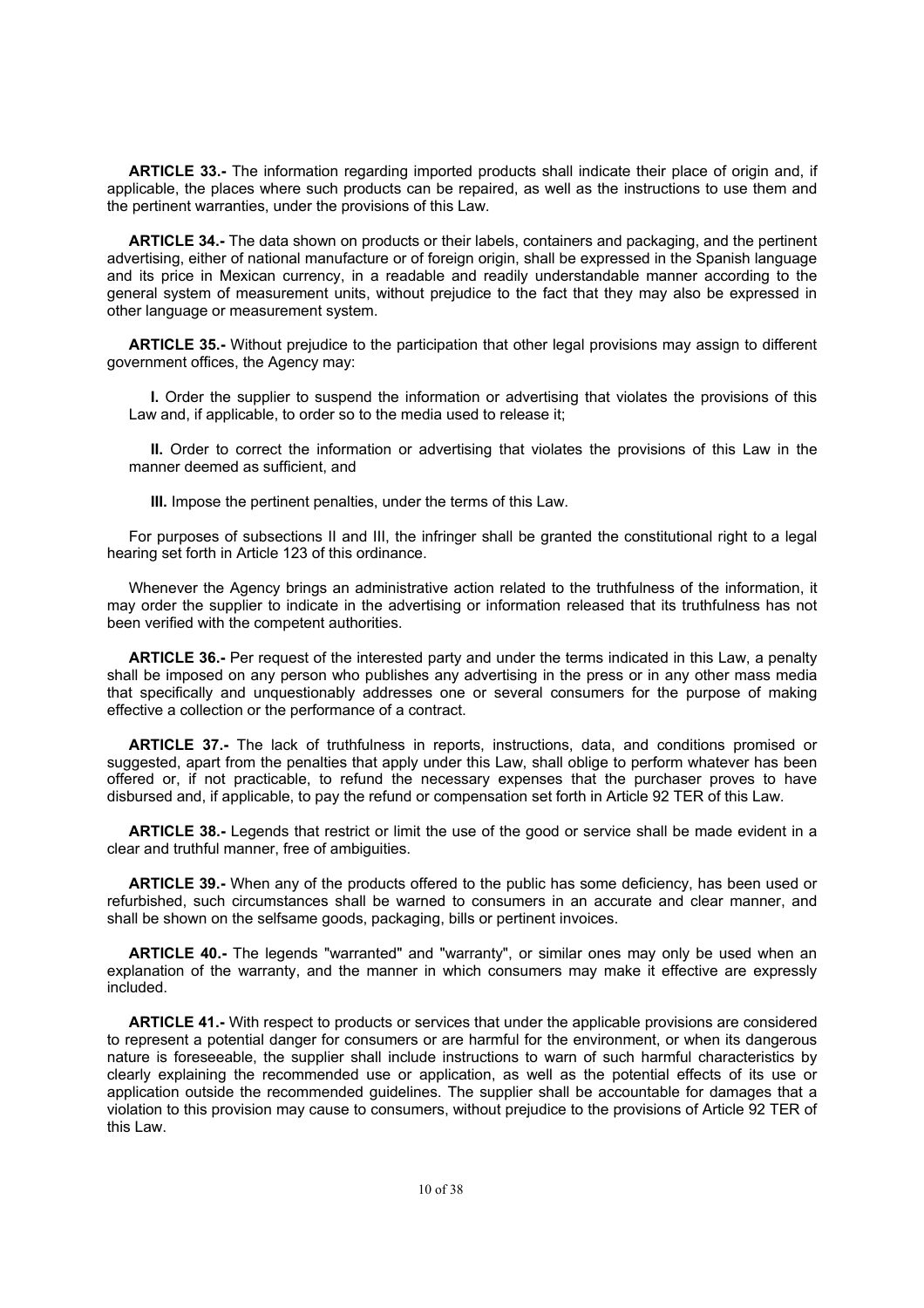**ARTICLE 33.-** The information regarding imported products shall indicate their place of origin and, if applicable, the places where such products can be repaired, as well as the instructions to use them and the pertinent warranties, under the provisions of this Law.

**ARTICLE 34.-** The data shown on products or their labels, containers and packaging, and the pertinent advertising, either of national manufacture or of foreign origin, shall be expressed in the Spanish language and its price in Mexican currency, in a readable and readily understandable manner according to the general system of measurement units, without prejudice to the fact that they may also be expressed in other language or measurement system.

**ARTICLE 35.-** Without prejudice to the participation that other legal provisions may assign to different government offices, the Agency may:

**I.** Order the supplier to suspend the information or advertising that violates the provisions of this Law and, if applicable, to order so to the media used to release it;

**II.** Order to correct the information or advertising that violates the provisions of this Law in the manner deemed as sufficient, and

**III.** Impose the pertinent penalties, under the terms of this Law.

For purposes of subsections II and III, the infringer shall be granted the constitutional right to a legal hearing set forth in Article 123 of this ordinance.

Whenever the Agency brings an administrative action related to the truthfulness of the information, it may order the supplier to indicate in the advertising or information released that its truthfulness has not been verified with the competent authorities.

**ARTICLE 36.-** Per request of the interested party and under the terms indicated in this Law, a penalty shall be imposed on any person who publishes any advertising in the press or in any other mass media that specifically and unquestionably addresses one or several consumers for the purpose of making effective a collection or the performance of a contract.

**ARTICLE 37.-** The lack of truthfulness in reports, instructions, data, and conditions promised or suggested, apart from the penalties that apply under this Law, shall oblige to perform whatever has been offered or, if not practicable, to refund the necessary expenses that the purchaser proves to have disbursed and, if applicable, to pay the refund or compensation set forth in Article 92 TER of this Law.

**ARTICLE 38.-** Legends that restrict or limit the use of the good or service shall be made evident in a clear and truthful manner, free of ambiguities.

**ARTICLE 39.-** When any of the products offered to the public has some deficiency, has been used or refurbished, such circumstances shall be warned to consumers in an accurate and clear manner, and shall be shown on the selfsame goods, packaging, bills or pertinent invoices.

**ARTICLE 40.-** The legends "warranted" and "warranty", or similar ones may only be used when an explanation of the warranty, and the manner in which consumers may make it effective are expressly included.

**ARTICLE 41.-** With respect to products or services that under the applicable provisions are considered to represent a potential danger for consumers or are harmful for the environment, or when its dangerous nature is foreseeable, the supplier shall include instructions to warn of such harmful characteristics by clearly explaining the recommended use or application, as well as the potential effects of its use or application outside the recommended guidelines. The supplier shall be accountable for damages that a violation to this provision may cause to consumers, without prejudice to the provisions of Article 92 TER of this Law.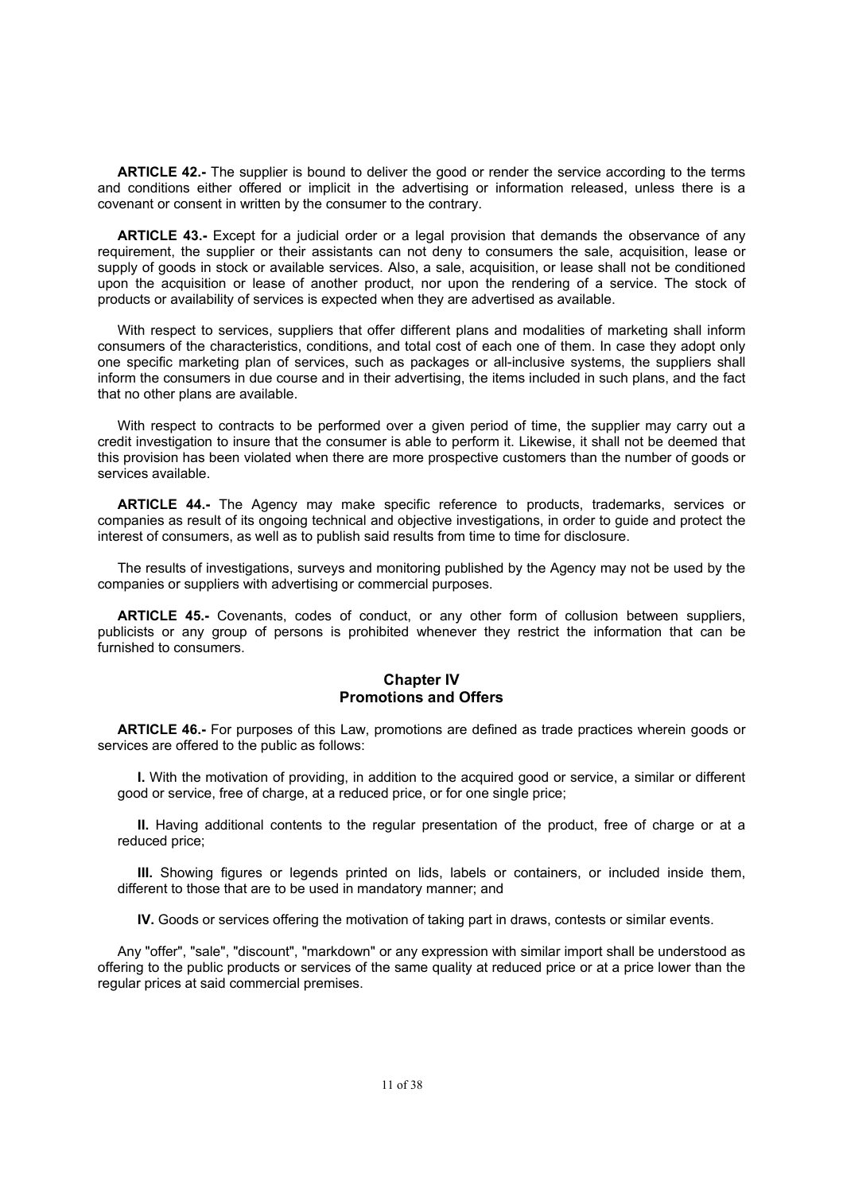**ARTICLE 42.-** The supplier is bound to deliver the good or render the service according to the terms and conditions either offered or implicit in the advertising or information released, unless there is a covenant or consent in written by the consumer to the contrary.

**ARTICLE 43.-** Except for a judicial order or a legal provision that demands the observance of any requirement, the supplier or their assistants can not deny to consumers the sale, acquisition, lease or supply of goods in stock or available services. Also, a sale, acquisition, or lease shall not be conditioned upon the acquisition or lease of another product, nor upon the rendering of a service. The stock of products or availability of services is expected when they are advertised as available.

With respect to services, suppliers that offer different plans and modalities of marketing shall inform consumers of the characteristics, conditions, and total cost of each one of them. In case they adopt only one specific marketing plan of services, such as packages or all-inclusive systems, the suppliers shall inform the consumers in due course and in their advertising, the items included in such plans, and the fact that no other plans are available.

With respect to contracts to be performed over a given period of time, the supplier may carry out a credit investigation to insure that the consumer is able to perform it. Likewise, it shall not be deemed that this provision has been violated when there are more prospective customers than the number of goods or services available.

**ARTICLE 44.-** The Agency may make specific reference to products, trademarks, services or companies as result of its ongoing technical and objective investigations, in order to guide and protect the interest of consumers, as well as to publish said results from time to time for disclosure.

The results of investigations, surveys and monitoring published by the Agency may not be used by the companies or suppliers with advertising or commercial purposes.

**ARTICLE 45.-** Covenants, codes of conduct, or any other form of collusion between suppliers, publicists or any group of persons is prohibited whenever they restrict the information that can be furnished to consumers.

## Chapter IV
## Promotions and Offers

**ARTICLE 46.-** For purposes of this Law, promotions are defined as trade practices wherein goods or services are offered to the public as follows:

**I.** With the motivation of providing, in addition to the acquired good or service, a similar or different good or service, free of charge, at a reduced price, or for one single price;

**II.** Having additional contents to the regular presentation of the product, free of charge or at a reduced price;

**III.** Showing figures or legends printed on lids, labels or containers, or included inside them, different to those that are to be used in mandatory manner; and

**IV.** Goods or services offering the motivation of taking part in draws, contests or similar events.

Any "offer", "sale", "discount", "markdown" or any expression with similar import shall be understood as offering to the public products or services of the same quality at reduced price or at a price lower than the regular prices at said commercial premises.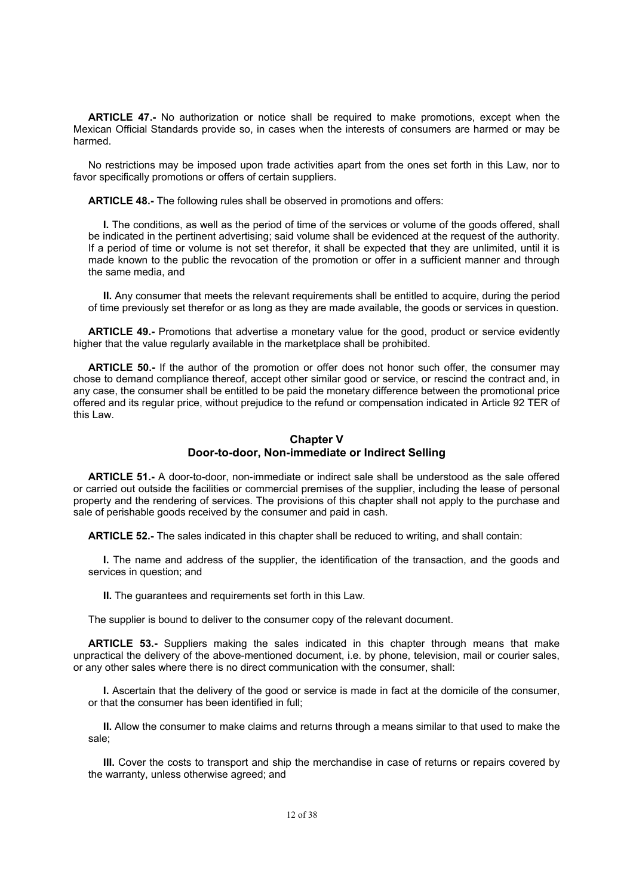**ARTICLE 47.-** No authorization or notice shall be required to make promotions, except when the Mexican Official Standards provide so, in cases when the interests of consumers are harmed or may be harmed.

No restrictions may be imposed upon trade activities apart from the ones set forth in this Law, nor to favor specifically promotions or offers of certain suppliers.

**ARTICLE 48.-** The following rules shall be observed in promotions and offers:

**I.** The conditions, as well as the period of time of the services or volume of the goods offered, shall be indicated in the pertinent advertising; said volume shall be evidenced at the request of the authority. If a period of time or volume is not set therefor, it shall be expected that they are unlimited, until it is made known to the public the revocation of the promotion or offer in a sufficient manner and through the same media, and

**II.** Any consumer that meets the relevant requirements shall be entitled to acquire, during the period of time previously set therefor or as long as they are made available, the goods or services in question.

**ARTICLE 49.-** Promotions that advertise a monetary value for the good, product or service evidently higher that the value regularly available in the marketplace shall be prohibited.

**ARTICLE 50.-** If the author of the promotion or offer does not honor such offer, the consumer may chose to demand compliance thereof, accept other similar good or service, or rescind the contract and, in any case, the consumer shall be entitled to be paid the monetary difference between the promotional price offered and its regular price, without prejudice to the refund or compensation indicated in Article 92 TER of this Law.

## Chapter V
## Door-to-door, Non-immediate or Indirect Selling

**ARTICLE 51.-** A door-to-door, non-immediate or indirect sale shall be understood as the sale offered or carried out outside the facilities or commercial premises of the supplier, including the lease of personal property and the rendering of services. The provisions of this chapter shall not apply to the purchase and sale of perishable goods received by the consumer and paid in cash.

**ARTICLE 52.-** The sales indicated in this chapter shall be reduced to writing, and shall contain:

**I.** The name and address of the supplier, the identification of the transaction, and the goods and services in question; and

**II.** The guarantees and requirements set forth in this Law.

The supplier is bound to deliver to the consumer copy of the relevant document.

**ARTICLE 53.-** Suppliers making the sales indicated in this chapter through means that make unpractical the delivery of the above-mentioned document, i.e. by phone, television, mail or courier sales, or any other sales where there is no direct communication with the consumer, shall:

**I.** Ascertain that the delivery of the good or service is made in fact at the domicile of the consumer, or that the consumer has been identified in full;

**II.** Allow the consumer to make claims and returns through a means similar to that used to make the sale;

**III.** Cover the costs to transport and ship the merchandise in case of returns or repairs covered by the warranty, unless otherwise agreed; and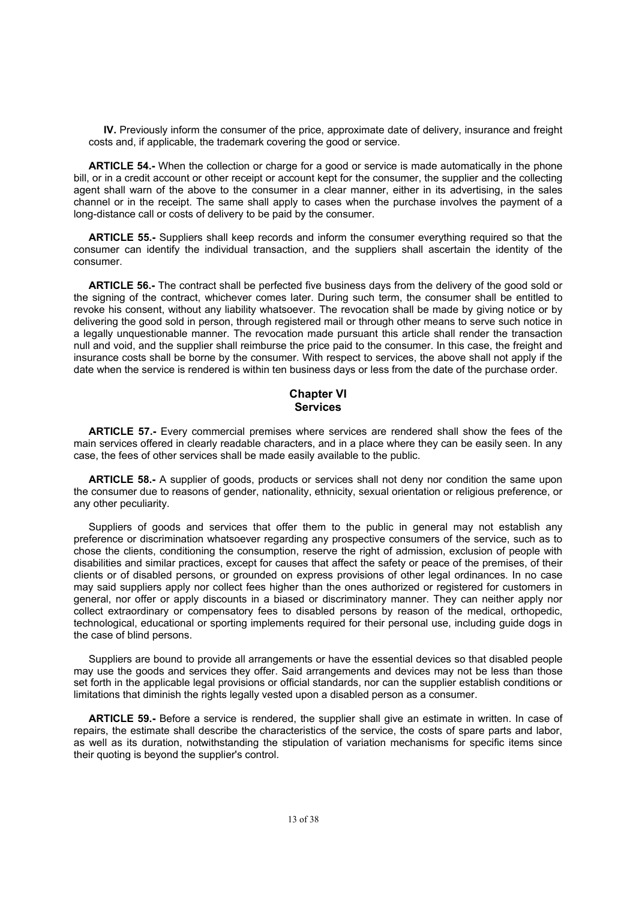**IV.** Previously inform the consumer of the price, approximate date of delivery, insurance and freight costs and, if applicable, the trademark covering the good or service.

**ARTICLE 54.-** When the collection or charge for a good or service is made automatically in the phone bill, or in a credit account or other receipt or account kept for the consumer, the supplier and the collecting agent shall warn of the above to the consumer in a clear manner, either in its advertising, in the sales channel or in the receipt. The same shall apply to cases when the purchase involves the payment of a long-distance call or costs of delivery to be paid by the consumer.

**ARTICLE 55.-** Suppliers shall keep records and inform the consumer everything required so that the consumer can identify the individual transaction, and the suppliers shall ascertain the identity of the consumer.

**ARTICLE 56.-** The contract shall be perfected five business days from the delivery of the good sold or the signing of the contract, whichever comes later. During such term, the consumer shall be entitled to revoke his consent, without any liability whatsoever. The revocation shall be made by giving notice or by delivering the good sold in person, through registered mail or through other means to serve such notice in a legally unquestionable manner. The revocation made pursuant this article shall render the transaction null and void, and the supplier shall reimburse the price paid to the consumer. In this case, the freight and insurance costs shall be borne by the consumer. With respect to services, the above shall not apply if the date when the service is rendered is within ten business days or less from the date of the purchase order.

## Chapter VI
## Services

**ARTICLE 57.-** Every commercial premises where services are rendered shall show the fees of the main services offered in clearly readable characters, and in a place where they can be easily seen. In any case, the fees of other services shall be made easily available to the public.

**ARTICLE 58.-** A supplier of goods, products or services shall not deny nor condition the same upon the consumer due to reasons of gender, nationality, ethnicity, sexual orientation or religious preference, or any other peculiarity.

Suppliers of goods and services that offer them to the public in general may not establish any preference or discrimination whatsoever regarding any prospective consumers of the service, such as to chose the clients, conditioning the consumption, reserve the right of admission, exclusion of people with disabilities and similar practices, except for causes that affect the safety or peace of the premises, of their clients or of disabled persons, or grounded on express provisions of other legal ordinances. In no case may said suppliers apply nor collect fees higher than the ones authorized or registered for customers in general, nor offer or apply discounts in a biased or discriminatory manner. They can neither apply nor collect extraordinary or compensatory fees to disabled persons by reason of the medical, orthopedic, technological, educational or sporting implements required for their personal use, including guide dogs in the case of blind persons.

Suppliers are bound to provide all arrangements or have the essential devices so that disabled people may use the goods and services they offer. Said arrangements and devices may not be less than those set forth in the applicable legal provisions or official standards, nor can the supplier establish conditions or limitations that diminish the rights legally vested upon a disabled person as a consumer.

**ARTICLE 59.-** Before a service is rendered, the supplier shall give an estimate in written. In case of repairs, the estimate shall describe the characteristics of the service, the costs of spare parts and labor, as well as its duration, notwithstanding the stipulation of variation mechanisms for specific items since their quoting is beyond the supplier's control.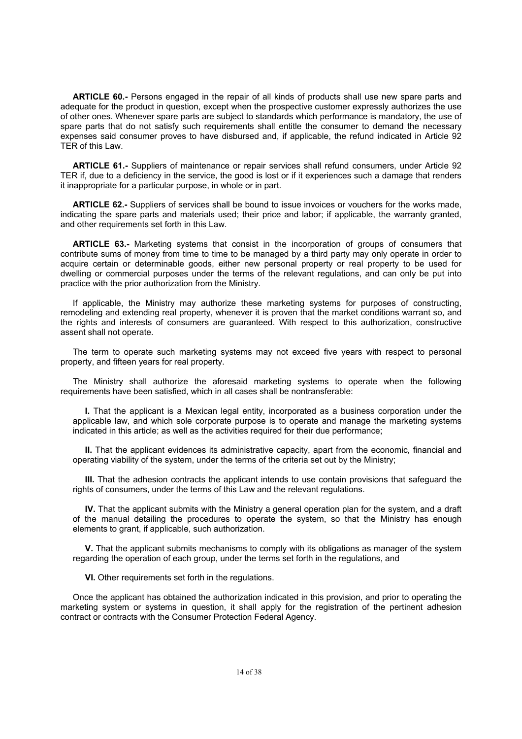**ARTICLE 60.-** Persons engaged in the repair of all kinds of products shall use new spare parts and adequate for the product in question, except when the prospective customer expressly authorizes the use of other ones. Whenever spare parts are subject to standards which performance is mandatory, the use of spare parts that do not satisfy such requirements shall entitle the consumer to demand the necessary expenses said consumer proves to have disbursed and, if applicable, the refund indicated in Article 92 TER of this Law.

**ARTICLE 61.-** Suppliers of maintenance or repair services shall refund consumers, under Article 92 TER if, due to a deficiency in the service, the good is lost or if it experiences such a damage that renders it inappropriate for a particular purpose, in whole or in part.

**ARTICLE 62.-** Suppliers of services shall be bound to issue invoices or vouchers for the works made, indicating the spare parts and materials used; their price and labor; if applicable, the warranty granted, and other requirements set forth in this Law.

**ARTICLE 63.-** Marketing systems that consist in the incorporation of groups of consumers that contribute sums of money from time to time to be managed by a third party may only operate in order to acquire certain or determinable goods, either new personal property or real property to be used for dwelling or commercial purposes under the terms of the relevant regulations, and can only be put into practice with the prior authorization from the Ministry.

If applicable, the Ministry may authorize these marketing systems for purposes of constructing, remodeling and extending real property, whenever it is proven that the market conditions warrant so, and the rights and interests of consumers are guaranteed. With respect to this authorization, constructive assent shall not operate.

The term to operate such marketing systems may not exceed five years with respect to personal property, and fifteen years for real property.

The Ministry shall authorize the aforesaid marketing systems to operate when the following requirements have been satisfied, which in all cases shall be nontransferable:

**I.** That the applicant is a Mexican legal entity, incorporated as a business corporation under the applicable law, and which sole corporate purpose is to operate and manage the marketing systems indicated in this article; as well as the activities required for their due performance;

**II.** That the applicant evidences its administrative capacity, apart from the economic, financial and operating viability of the system, under the terms of the criteria set out by the Ministry;

**III.** That the adhesion contracts the applicant intends to use contain provisions that safeguard the rights of consumers, under the terms of this Law and the relevant regulations.

**IV.** That the applicant submits with the Ministry a general operation plan for the system, and a draft of the manual detailing the procedures to operate the system, so that the Ministry has enough elements to grant, if applicable, such authorization.

**V.** That the applicant submits mechanisms to comply with its obligations as manager of the system regarding the operation of each group, under the terms set forth in the regulations, and

**VI.** Other requirements set forth in the regulations.

Once the applicant has obtained the authorization indicated in this provision, and prior to operating the marketing system or systems in question, it shall apply for the registration of the pertinent adhesion contract or contracts with the Consumer Protection Federal Agency.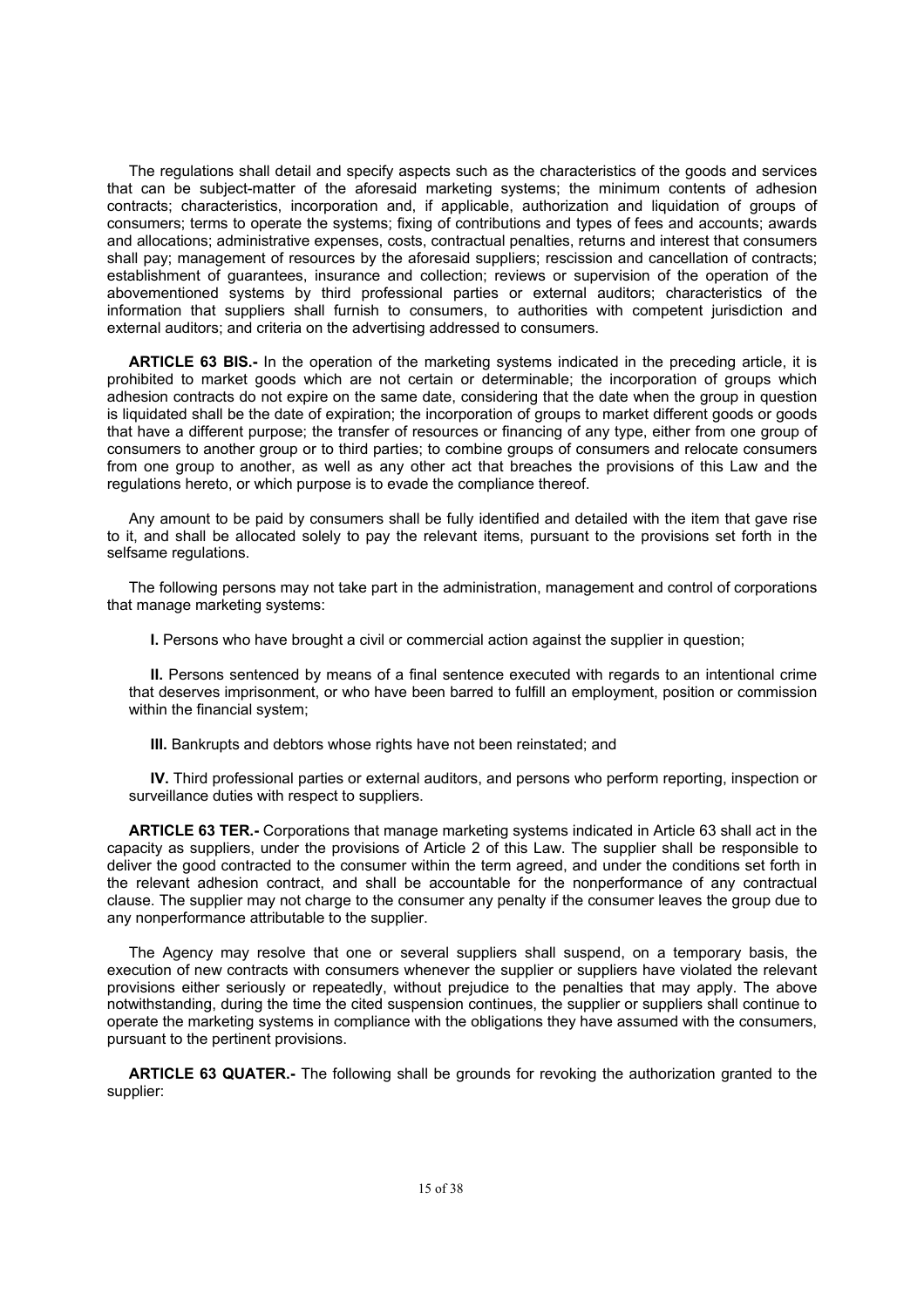The regulations shall detail and specify aspects such as the characteristics of the goods and services that can be subject-matter of the aforesaid marketing systems; the minimum contents of adhesion contracts; characteristics, incorporation and, if applicable, authorization and liquidation of groups of consumers; terms to operate the systems; fixing of contributions and types of fees and accounts; awards and allocations; administrative expenses, costs, contractual penalties, returns and interest that consumers shall pay; management of resources by the aforesaid suppliers; rescission and cancellation of contracts; establishment of guarantees, insurance and collection; reviews or supervision of the operation of the abovementioned systems by third professional parties or external auditors; characteristics of the information that suppliers shall furnish to consumers, to authorities with competent jurisdiction and external auditors; and criteria on the advertising addressed to consumers.

**ARTICLE 63 BIS.-** In the operation of the marketing systems indicated in the preceding article, it is prohibited to market goods which are not certain or determinable; the incorporation of groups which adhesion contracts do not expire on the same date, considering that the date when the group in question is liquidated shall be the date of expiration; the incorporation of groups to market different goods or goods that have a different purpose; the transfer of resources or financing of any type, either from one group of consumers to another group or to third parties; to combine groups of consumers and relocate consumers from one group to another, as well as any other act that breaches the provisions of this Law and the regulations hereto, or which purpose is to evade the compliance thereof.

Any amount to be paid by consumers shall be fully identified and detailed with the item that gave rise to it, and shall be allocated solely to pay the relevant items, pursuant to the provisions set forth in the selfsame regulations.

The following persons may not take part in the administration, management and control of corporations that manage marketing systems:

**I.** Persons who have brought a civil or commercial action against the supplier in question;

**II.** Persons sentenced by means of a final sentence executed with regards to an intentional crime that deserves imprisonment, or who have been barred to fulfill an employment, position or commission within the financial system;

**III.** Bankrupts and debtors whose rights have not been reinstated; and

**IV.** Third professional parties or external auditors, and persons who perform reporting, inspection or surveillance duties with respect to suppliers.

**ARTICLE 63 TER.-** Corporations that manage marketing systems indicated in Article 63 shall act in the capacity as suppliers, under the provisions of Article 2 of this Law. The supplier shall be responsible to deliver the good contracted to the consumer within the term agreed, and under the conditions set forth in the relevant adhesion contract, and shall be accountable for the nonperformance of any contractual clause. The supplier may not charge to the consumer any penalty if the consumer leaves the group due to any nonperformance attributable to the supplier.

The Agency may resolve that one or several suppliers shall suspend, on a temporary basis, the execution of new contracts with consumers whenever the supplier or suppliers have violated the relevant provisions either seriously or repeatedly, without prejudice to the penalties that may apply. The above notwithstanding, during the time the cited suspension continues, the supplier or suppliers shall continue to operate the marketing systems in compliance with the obligations they have assumed with the consumers, pursuant to the pertinent provisions.

**ARTICLE 63 QUATER.-** The following shall be grounds for revoking the authorization granted to the supplier: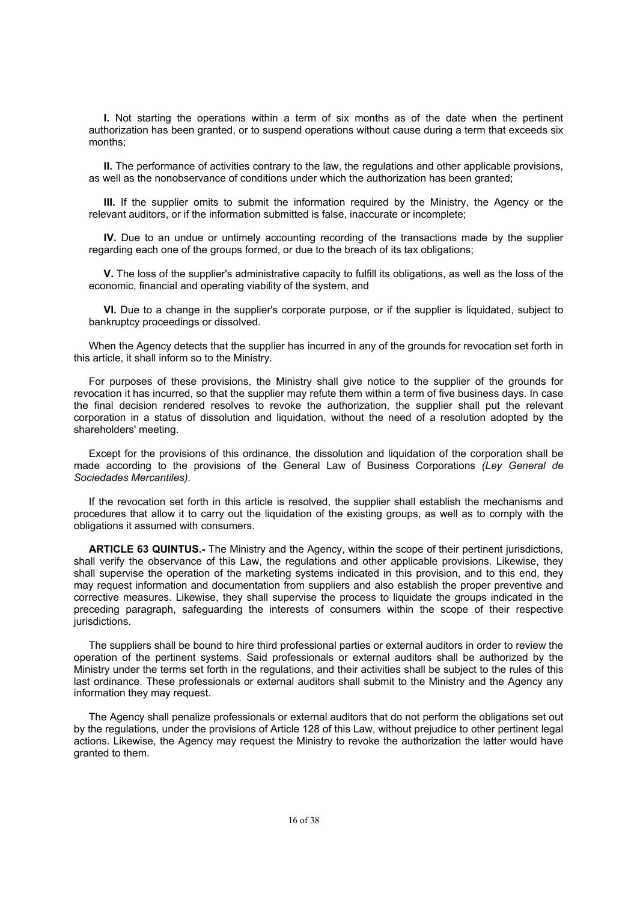**I.** Not starting the operations within a term of six months as of the date when the pertinent authorization has been granted, or to suspend operations without cause during a term that exceeds six months;

**II.** The performance of activities contrary to the law, the regulations and other applicable provisions, as well as the nonobservance of conditions under which the authorization has been granted;

**III.** If the supplier omits to submit the information required by the Ministry, the Agency or the relevant auditors, or if the information submitted is false, inaccurate or incomplete;

**IV.** Due to an undue or untimely accounting recording of the transactions made by the supplier regarding each one of the groups formed, or due to the breach of its tax obligations;

**V.** The loss of the supplier's administrative capacity to fulfill its obligations, as well as the loss of the economic, financial and operating viability of the system, and

**VI.** Due to a change in the supplier's corporate purpose, or if the supplier is liquidated, subject to bankruptcy proceedings or dissolved.

When the Agency detects that the supplier has incurred in any of the grounds for revocation set forth in this article, it shall inform so to the Ministry.

For purposes of these provisions, the Ministry shall give notice to the supplier of the grounds for revocation it has incurred, so that the supplier may refute them within a term of five business days. In case the final decision rendered resolves to revoke the authorization, the supplier shall put the relevant corporation in a status of dissolution and liquidation, without the need of a resolution adopted by the shareholders' meeting.

Except for the provisions of this ordinance, the dissolution and liquidation of the corporation shall be made according to the provisions of the General Law of Business Corporations *(Ley General de Sociedades Mercantiles).*

If the revocation set forth in this article is resolved, the supplier shall establish the mechanisms and procedures that allow it to carry out the liquidation of the existing groups, as well as to comply with the obligations it assumed with consumers.

**ARTICLE 63 QUINTUS.-** The Ministry and the Agency, within the scope of their pertinent jurisdictions, shall verify the observance of this Law, the regulations and other applicable provisions. Likewise, they shall supervise the operation of the marketing systems indicated in this provision, and to this end, they may request information and documentation from suppliers and also establish the proper preventive and corrective measures. Likewise, they shall supervise the process to liquidate the groups indicated in the preceding paragraph, safeguarding the interests of consumers within the scope of their respective jurisdictions.

The suppliers shall be bound to hire third professional parties or external auditors in order to review the operation of the pertinent systems. Said professionals or external auditors shall be authorized by the Ministry under the terms set forth in the regulations, and their activities shall be subject to the rules of this last ordinance. These professionals or external auditors shall submit to the Ministry and the Agency any information they may request.

The Agency shall penalize professionals or external auditors that do not perform the obligations set out by the regulations, under the provisions of Article 128 of this Law, without prejudice to other pertinent legal actions. Likewise, the Agency may request the Ministry to revoke the authorization the latter would have granted to them.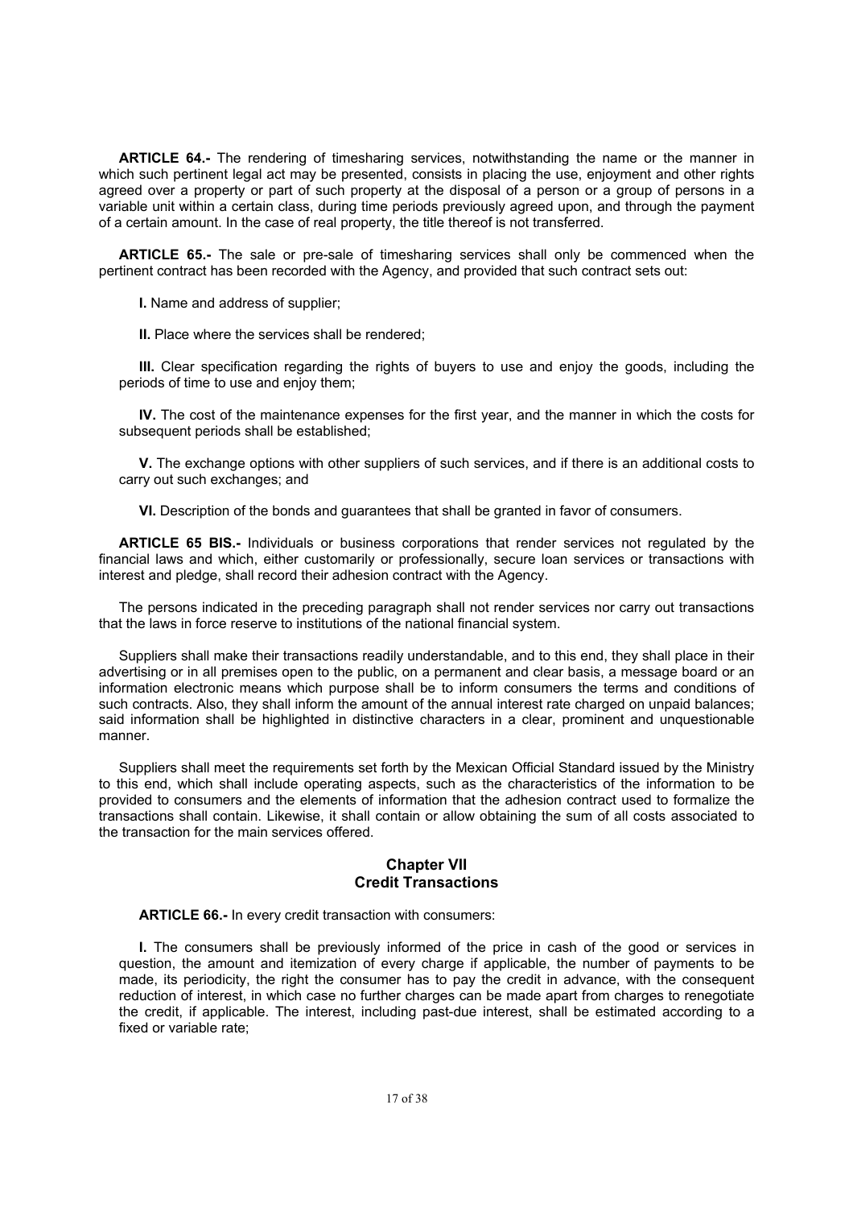**ARTICLE 64.-** The rendering of timesharing services, notwithstanding the name or the manner in which such pertinent legal act may be presented, consists in placing the use, enjoyment and other rights agreed over a property or part of such property at the disposal of a person or a group of persons in a variable unit within a certain class, during time periods previously agreed upon, and through the payment of a certain amount. In the case of real property, the title thereof is not transferred.

**ARTICLE 65.-** The sale or pre-sale of timesharing services shall only be commenced when the pertinent contract has been recorded with the Agency, and provided that such contract sets out:

**I.** Name and address of supplier;

**II.** Place where the services shall be rendered;

**III.** Clear specification regarding the rights of buyers to use and enjoy the goods, including the periods of time to use and enjoy them;

**IV.** The cost of the maintenance expenses for the first year, and the manner in which the costs for subsequent periods shall be established;

**V.** The exchange options with other suppliers of such services, and if there is an additional costs to carry out such exchanges; and

**VI.** Description of the bonds and guarantees that shall be granted in favor of consumers.

**ARTICLE 65 BIS.-** Individuals or business corporations that render services not regulated by the financial laws and which, either customarily or professionally, secure loan services or transactions with interest and pledge, shall record their adhesion contract with the Agency.

The persons indicated in the preceding paragraph shall not render services nor carry out transactions that the laws in force reserve to institutions of the national financial system.

Suppliers shall make their transactions readily understandable, and to this end, they shall place in their advertising or in all premises open to the public, on a permanent and clear basis, a message board or an information electronic means which purpose shall be to inform consumers the terms and conditions of such contracts. Also, they shall inform the amount of the annual interest rate charged on unpaid balances; said information shall be highlighted in distinctive characters in a clear, prominent and unquestionable manner.

Suppliers shall meet the requirements set forth by the Mexican Official Standard issued by the Ministry to this end, which shall include operating aspects, such as the characteristics of the information to be provided to consumers and the elements of information that the adhesion contract used to formalize the transactions shall contain. Likewise, it shall contain or allow obtaining the sum of all costs associated to the transaction for the main services offered.

## Chapter VII
## Credit Transactions

**ARTICLE 66.-** In every credit transaction with consumers:

**I.** The consumers shall be previously informed of the price in cash of the good or services in question, the amount and itemization of every charge if applicable, the number of payments to be made, its periodicity, the right the consumer has to pay the credit in advance, with the consequent reduction of interest, in which case no further charges can be made apart from charges to renegotiate the credit, if applicable. The interest, including past-due interest, shall be estimated according to a fixed or variable rate;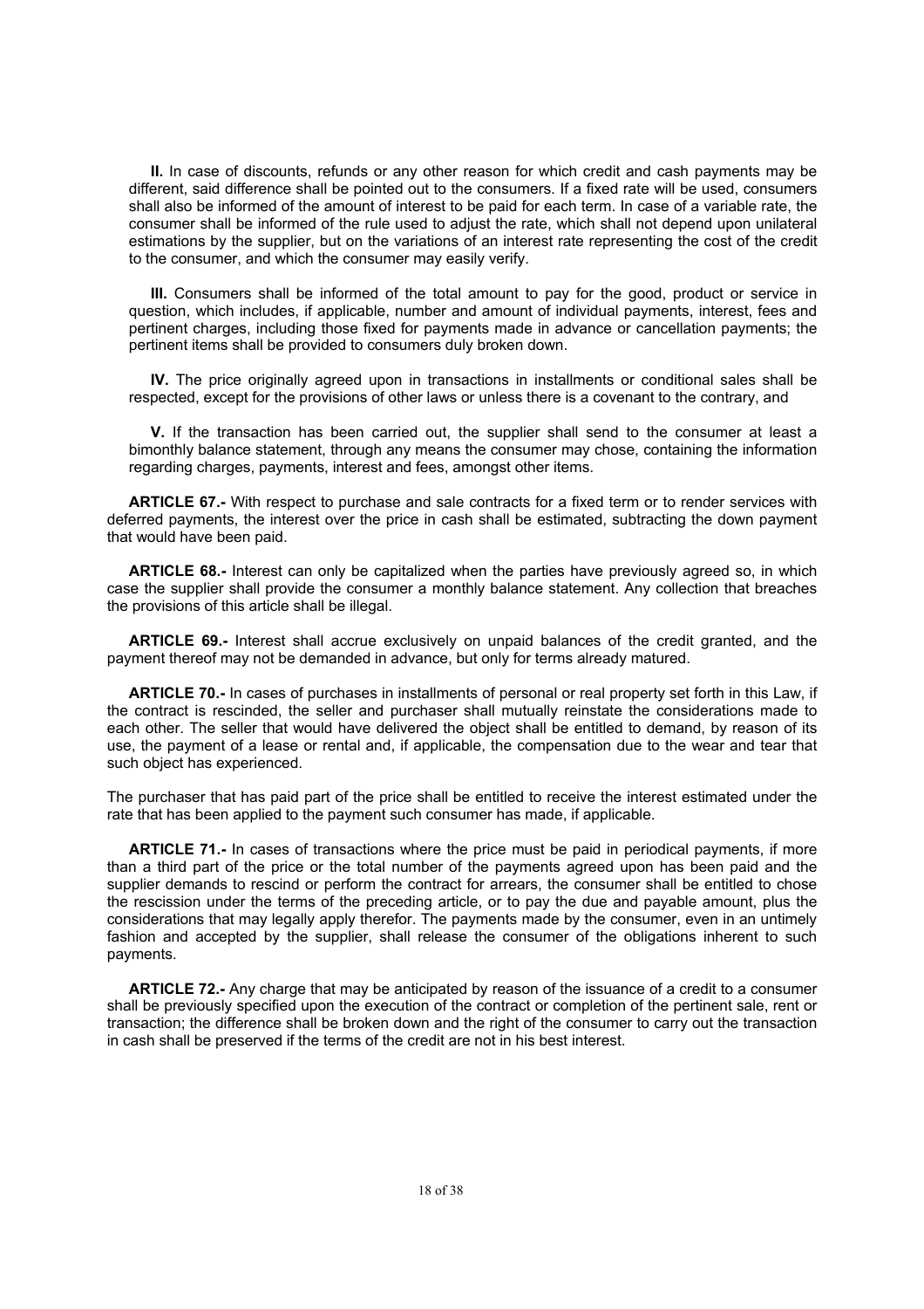**II.** In case of discounts, refunds or any other reason for which credit and cash payments may be different, said difference shall be pointed out to the consumers. If a fixed rate will be used, consumers shall also be informed of the amount of interest to be paid for each term. In case of a variable rate, the consumer shall be informed of the rule used to adjust the rate, which shall not depend upon unilateral estimations by the supplier, but on the variations of an interest rate representing the cost of the credit to the consumer, and which the consumer may easily verify.

**III.** Consumers shall be informed of the total amount to pay for the good, product or service in question, which includes, if applicable, number and amount of individual payments, interest, fees and pertinent charges, including those fixed for payments made in advance or cancellation payments; the pertinent items shall be provided to consumers duly broken down.

**IV.** The price originally agreed upon in transactions in installments or conditional sales shall be respected, except for the provisions of other laws or unless there is a covenant to the contrary, and

**V.** If the transaction has been carried out, the supplier shall send to the consumer at least a bimonthly balance statement, through any means the consumer may chose, containing the information regarding charges, payments, interest and fees, amongst other items.

**ARTICLE 67.-** With respect to purchase and sale contracts for a fixed term or to render services with deferred payments, the interest over the price in cash shall be estimated, subtracting the down payment that would have been paid.

**ARTICLE 68.-** Interest can only be capitalized when the parties have previously agreed so, in which case the supplier shall provide the consumer a monthly balance statement. Any collection that breaches the provisions of this article shall be illegal.

**ARTICLE 69.-** Interest shall accrue exclusively on unpaid balances of the credit granted, and the payment thereof may not be demanded in advance, but only for terms already matured.

**ARTICLE 70.-** In cases of purchases in installments of personal or real property set forth in this Law, if the contract is rescinded, the seller and purchaser shall mutually reinstate the considerations made to each other. The seller that would have delivered the object shall be entitled to demand, by reason of its use, the payment of a lease or rental and, if applicable, the compensation due to the wear and tear that such object has experienced.

The purchaser that has paid part of the price shall be entitled to receive the interest estimated under the rate that has been applied to the payment such consumer has made, if applicable.

**ARTICLE 71.-** In cases of transactions where the price must be paid in periodical payments, if more than a third part of the price or the total number of the payments agreed upon has been paid and the supplier demands to rescind or perform the contract for arrears, the consumer shall be entitled to chose the rescission under the terms of the preceding article, or to pay the due and payable amount, plus the considerations that may legally apply therefor. The payments made by the consumer, even in an untimely fashion and accepted by the supplier, shall release the consumer of the obligations inherent to such payments.

**ARTICLE 72.-** Any charge that may be anticipated by reason of the issuance of a credit to a consumer shall be previously specified upon the execution of the contract or completion of the pertinent sale, rent or transaction; the difference shall be broken down and the right of the consumer to carry out the transaction in cash shall be preserved if the terms of the credit are not in his best interest.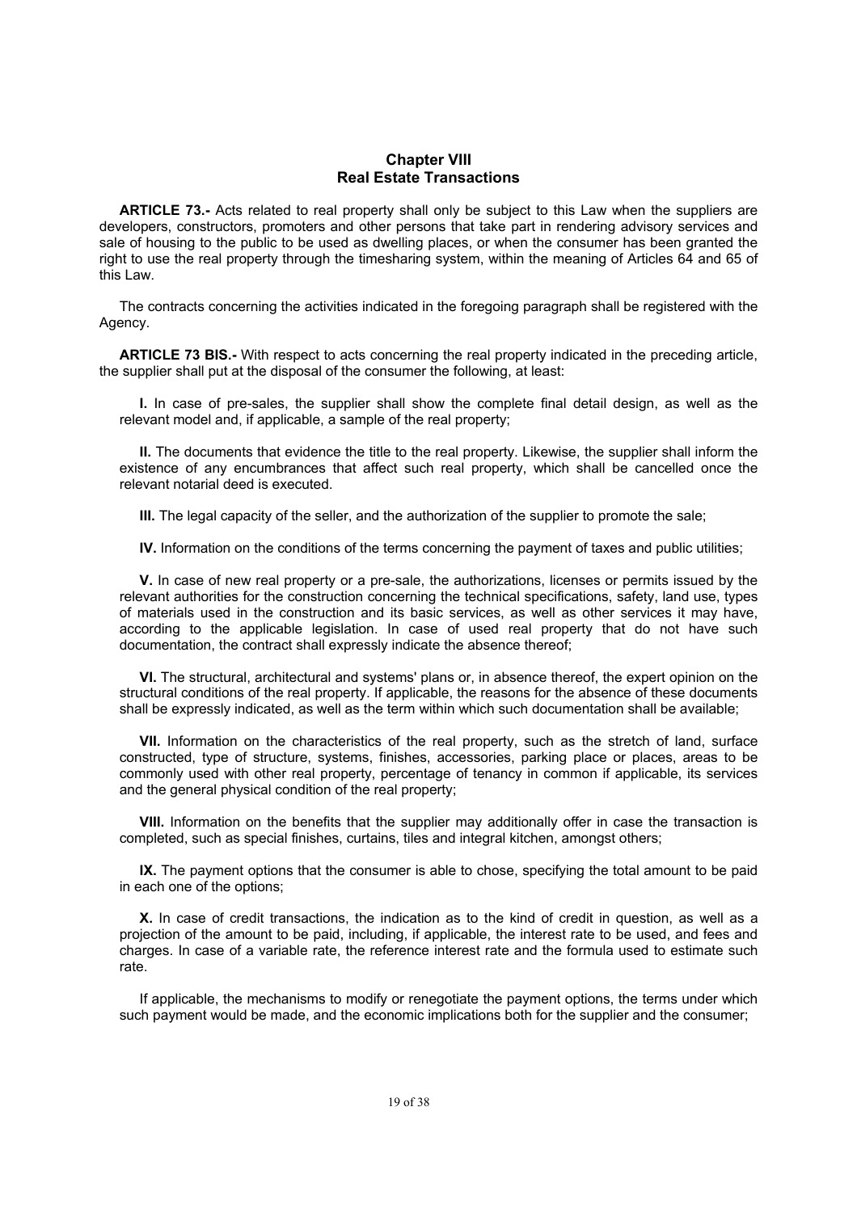## Chapter VIII
## Real Estate Transactions

**ARTICLE 73.-** Acts related to real property shall only be subject to this Law when the suppliers are developers, constructors, promoters and other persons that take part in rendering advisory services and sale of housing to the public to be used as dwelling places, or when the consumer has been granted the right to use the real property through the timesharing system, within the meaning of Articles 64 and 65 of this Law.

The contracts concerning the activities indicated in the foregoing paragraph shall be registered with the Agency.

**ARTICLE 73 BIS.-** With respect to acts concerning the real property indicated in the preceding article, the supplier shall put at the disposal of the consumer the following, at least:

**I.** In case of pre-sales, the supplier shall show the complete final detail design, as well as the relevant model and, if applicable, a sample of the real property;

**II.** The documents that evidence the title to the real property. Likewise, the supplier shall inform the existence of any encumbrances that affect such real property, which shall be cancelled once the relevant notarial deed is executed.

**III.** The legal capacity of the seller, and the authorization of the supplier to promote the sale;

**IV.** Information on the conditions of the terms concerning the payment of taxes and public utilities;

**V.** In case of new real property or a pre-sale, the authorizations, licenses or permits issued by the relevant authorities for the construction concerning the technical specifications, safety, land use, types of materials used in the construction and its basic services, as well as other services it may have, according to the applicable legislation. In case of used real property that do not have such documentation, the contract shall expressly indicate the absence thereof;

**VI.** The structural, architectural and systems' plans or, in absence thereof, the expert opinion on the structural conditions of the real property. If applicable, the reasons for the absence of these documents shall be expressly indicated, as well as the term within which such documentation shall be available;

**VII.** Information on the characteristics of the real property, such as the stretch of land, surface constructed, type of structure, systems, finishes, accessories, parking place or places, areas to be commonly used with other real property, percentage of tenancy in common if applicable, its services and the general physical condition of the real property;

**VIII.** Information on the benefits that the supplier may additionally offer in case the transaction is completed, such as special finishes, curtains, tiles and integral kitchen, amongst others;

**IX.** The payment options that the consumer is able to chose, specifying the total amount to be paid in each one of the options;

**X.** In case of credit transactions, the indication as to the kind of credit in question, as well as a projection of the amount to be paid, including, if applicable, the interest rate to be used, and fees and charges. In case of a variable rate, the reference interest rate and the formula used to estimate such rate.

If applicable, the mechanisms to modify or renegotiate the payment options, the terms under which such payment would be made, and the economic implications both for the supplier and the consumer;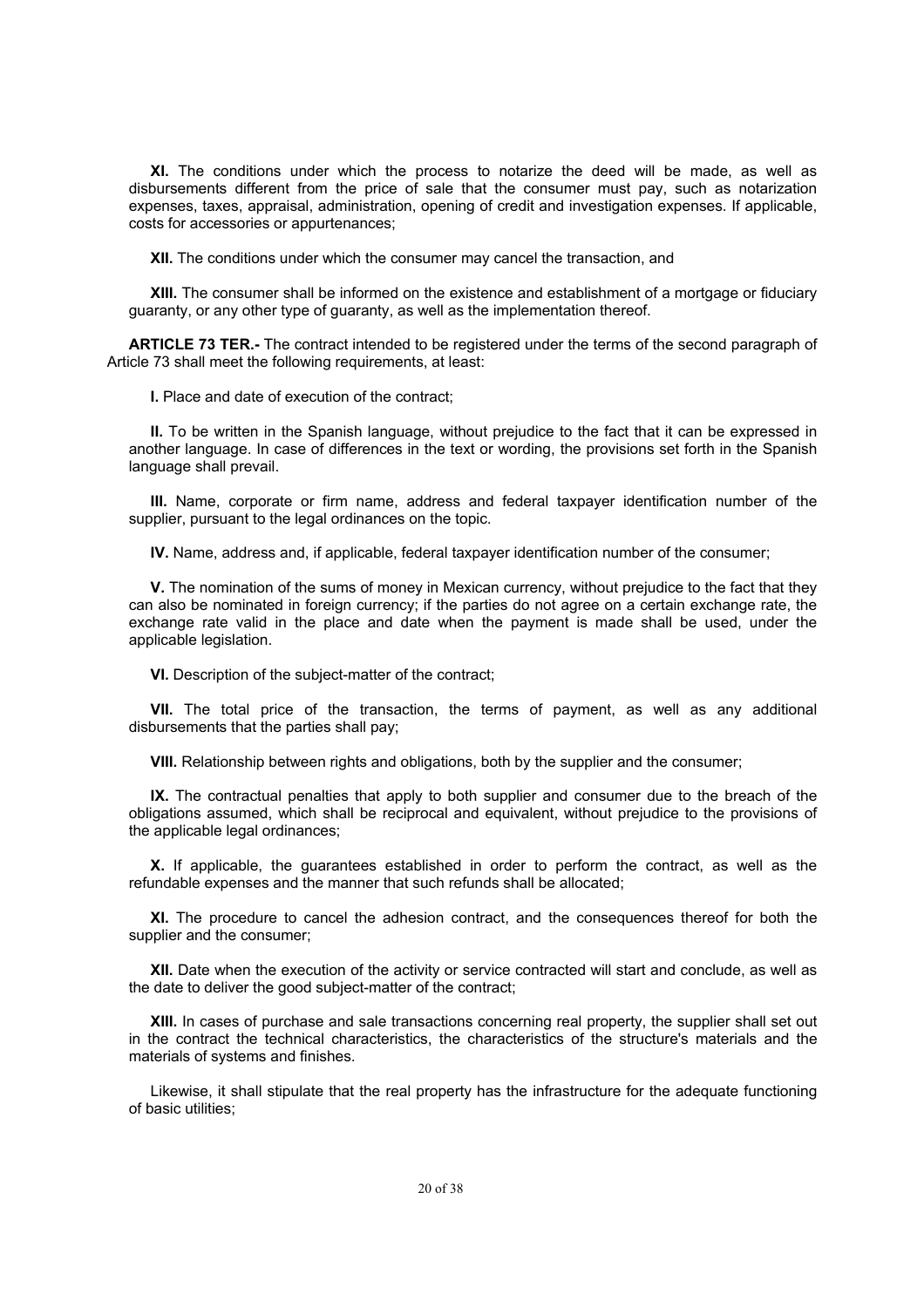**XI.** The conditions under which the process to notarize the deed will be made, as well as disbursements different from the price of sale that the consumer must pay, such as notarization expenses, taxes, appraisal, administration, opening of credit and investigation expenses. If applicable, costs for accessories or appurtenances;

**XII.** The conditions under which the consumer may cancel the transaction, and

**XIII.** The consumer shall be informed on the existence and establishment of a mortgage or fiduciary guaranty, or any other type of guaranty, as well as the implementation thereof.

**ARTICLE 73 TER.-** The contract intended to be registered under the terms of the second paragraph of Article 73 shall meet the following requirements, at least:

**I.** Place and date of execution of the contract;

**II.** To be written in the Spanish language, without prejudice to the fact that it can be expressed in another language. In case of differences in the text or wording, the provisions set forth in the Spanish language shall prevail.

**III.** Name, corporate or firm name, address and federal taxpayer identification number of the supplier, pursuant to the legal ordinances on the topic.

**IV.** Name, address and, if applicable, federal taxpayer identification number of the consumer;

**V.** The nomination of the sums of money in Mexican currency, without prejudice to the fact that they can also be nominated in foreign currency; if the parties do not agree on a certain exchange rate, the exchange rate valid in the place and date when the payment is made shall be used, under the applicable legislation.

**VI.** Description of the subject-matter of the contract;

**VII.** The total price of the transaction, the terms of payment, as well as any additional disbursements that the parties shall pay;

**VIII.** Relationship between rights and obligations, both by the supplier and the consumer;

**IX.** The contractual penalties that apply to both supplier and consumer due to the breach of the obligations assumed, which shall be reciprocal and equivalent, without prejudice to the provisions of the applicable legal ordinances;

**X.** If applicable, the guarantees established in order to perform the contract, as well as the refundable expenses and the manner that such refunds shall be allocated;

**XI.** The procedure to cancel the adhesion contract, and the consequences thereof for both the supplier and the consumer;

**XII.** Date when the execution of the activity or service contracted will start and conclude, as well as the date to deliver the good subject-matter of the contract;

**XIII.** In cases of purchase and sale transactions concerning real property, the supplier shall set out in the contract the technical characteristics, the characteristics of the structure's materials and the materials of systems and finishes.

Likewise, it shall stipulate that the real property has the infrastructure for the adequate functioning of basic utilities;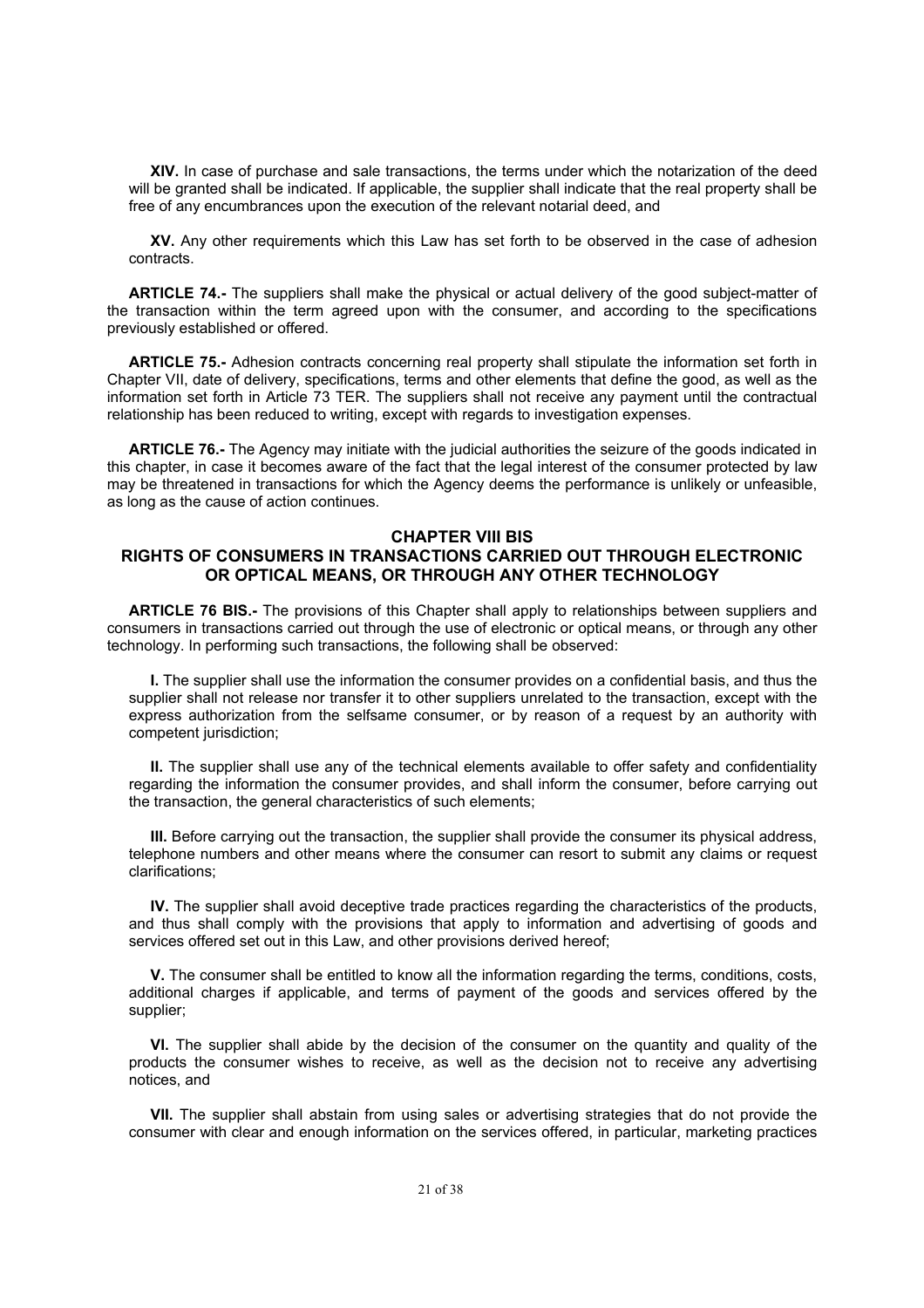**XIV.** In case of purchase and sale transactions, the terms under which the notarization of the deed will be granted shall be indicated. If applicable, the supplier shall indicate that the real property shall be free of any encumbrances upon the execution of the relevant notarial deed, and

**XV.** Any other requirements which this Law has set forth to be observed in the case of adhesion contracts.

**ARTICLE 74.-** The suppliers shall make the physical or actual delivery of the good subject-matter of the transaction within the term agreed upon with the consumer, and according to the specifications previously established or offered.

**ARTICLE 75.-** Adhesion contracts concerning real property shall stipulate the information set forth in Chapter VII, date of delivery, specifications, terms and other elements that define the good, as well as the information set forth in Article 73 TER. The suppliers shall not receive any payment until the contractual relationship has been reduced to writing, except with regards to investigation expenses.

**ARTICLE 76.-** The Agency may initiate with the judicial authorities the seizure of the goods indicated in this chapter, in case it becomes aware of the fact that the legal interest of the consumer protected by law may be threatened in transactions for which the Agency deems the performance is unlikely or unfeasible, as long as the cause of action continues.

## CHAPTER VIII BIS
## RIGHTS OF CONSUMERS IN TRANSACTIONS CARRIED OUT THROUGH ELECTRONIC OR OPTICAL MEANS, OR THROUGH ANY OTHER TECHNOLOGY

**ARTICLE 76 BIS.-** The provisions of this Chapter shall apply to relationships between suppliers and consumers in transactions carried out through the use of electronic or optical means, or through any other technology. In performing such transactions, the following shall be observed:

**I.** The supplier shall use the information the consumer provides on a confidential basis, and thus the supplier shall not release nor transfer it to other suppliers unrelated to the transaction, except with the express authorization from the selfsame consumer, or by reason of a request by an authority with competent jurisdiction;

**II.** The supplier shall use any of the technical elements available to offer safety and confidentiality regarding the information the consumer provides, and shall inform the consumer, before carrying out the transaction, the general characteristics of such elements;

**III.** Before carrying out the transaction, the supplier shall provide the consumer its physical address, telephone numbers and other means where the consumer can resort to submit any claims or request clarifications;

**IV.** The supplier shall avoid deceptive trade practices regarding the characteristics of the products, and thus shall comply with the provisions that apply to information and advertising of goods and services offered set out in this Law, and other provisions derived hereof;

**V.** The consumer shall be entitled to know all the information regarding the terms, conditions, costs, additional charges if applicable, and terms of payment of the goods and services offered by the supplier;

**VI.** The supplier shall abide by the decision of the consumer on the quantity and quality of the products the consumer wishes to receive, as well as the decision not to receive any advertising notices, and

**VII.** The supplier shall abstain from using sales or advertising strategies that do not provide the consumer with clear and enough information on the services offered, in particular, marketing practices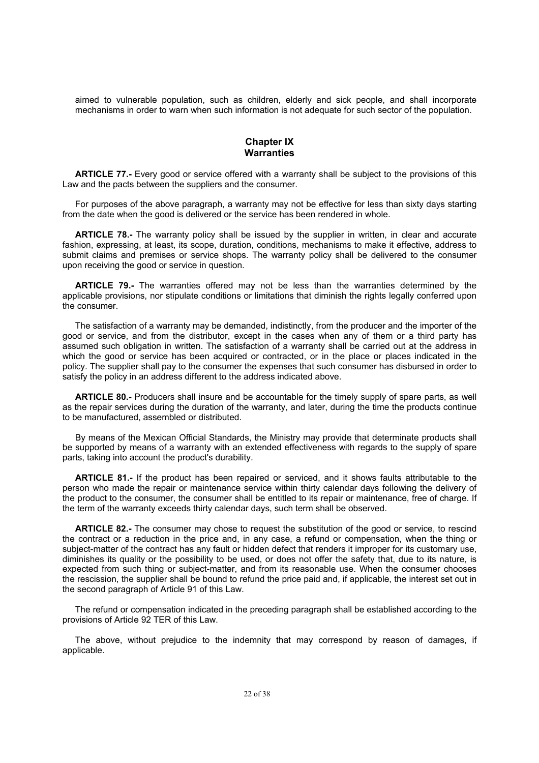aimed to vulnerable population, such as children, elderly and sick people, and shall incorporate mechanisms in order to warn when such information is not adequate for such sector of the population.

## Chapter IX
## Warranties

**ARTICLE 77.-** Every good or service offered with a warranty shall be subject to the provisions of this Law and the pacts between the suppliers and the consumer.

For purposes of the above paragraph, a warranty may not be effective for less than sixty days starting from the date when the good is delivered or the service has been rendered in whole.

**ARTICLE 78.-** The warranty policy shall be issued by the supplier in written, in clear and accurate fashion, expressing, at least, its scope, duration, conditions, mechanisms to make it effective, address to submit claims and premises or service shops. The warranty policy shall be delivered to the consumer upon receiving the good or service in question.

**ARTICLE 79.-** The warranties offered may not be less than the warranties determined by the applicable provisions, nor stipulate conditions or limitations that diminish the rights legally conferred upon the consumer.

The satisfaction of a warranty may be demanded, indistinctly, from the producer and the importer of the good or service, and from the distributor, except in the cases when any of them or a third party has assumed such obligation in written. The satisfaction of a warranty shall be carried out at the address in which the good or service has been acquired or contracted, or in the place or places indicated in the policy. The supplier shall pay to the consumer the expenses that such consumer has disbursed in order to satisfy the policy in an address different to the address indicated above.

**ARTICLE 80.-** Producers shall insure and be accountable for the timely supply of spare parts, as well as the repair services during the duration of the warranty, and later, during the time the products continue to be manufactured, assembled or distributed.

By means of the Mexican Official Standards, the Ministry may provide that determinate products shall be supported by means of a warranty with an extended effectiveness with regards to the supply of spare parts, taking into account the product's durability.

**ARTICLE 81.-** If the product has been repaired or serviced, and it shows faults attributable to the person who made the repair or maintenance service within thirty calendar days following the delivery of the product to the consumer, the consumer shall be entitled to its repair or maintenance, free of charge. If the term of the warranty exceeds thirty calendar days, such term shall be observed.

**ARTICLE 82.-** The consumer may chose to request the substitution of the good or service, to rescind the contract or a reduction in the price and, in any case, a refund or compensation, when the thing or subject-matter of the contract has any fault or hidden defect that renders it improper for its customary use, diminishes its quality or the possibility to be used, or does not offer the safety that, due to its nature, is expected from such thing or subject-matter, and from its reasonable use. When the consumer chooses the rescission, the supplier shall be bound to refund the price paid and, if applicable, the interest set out in the second paragraph of Article 91 of this Law.

The refund or compensation indicated in the preceding paragraph shall be established according to the provisions of Article 92 TER of this Law.

The above, without prejudice to the indemnity that may correspond by reason of damages, if applicable.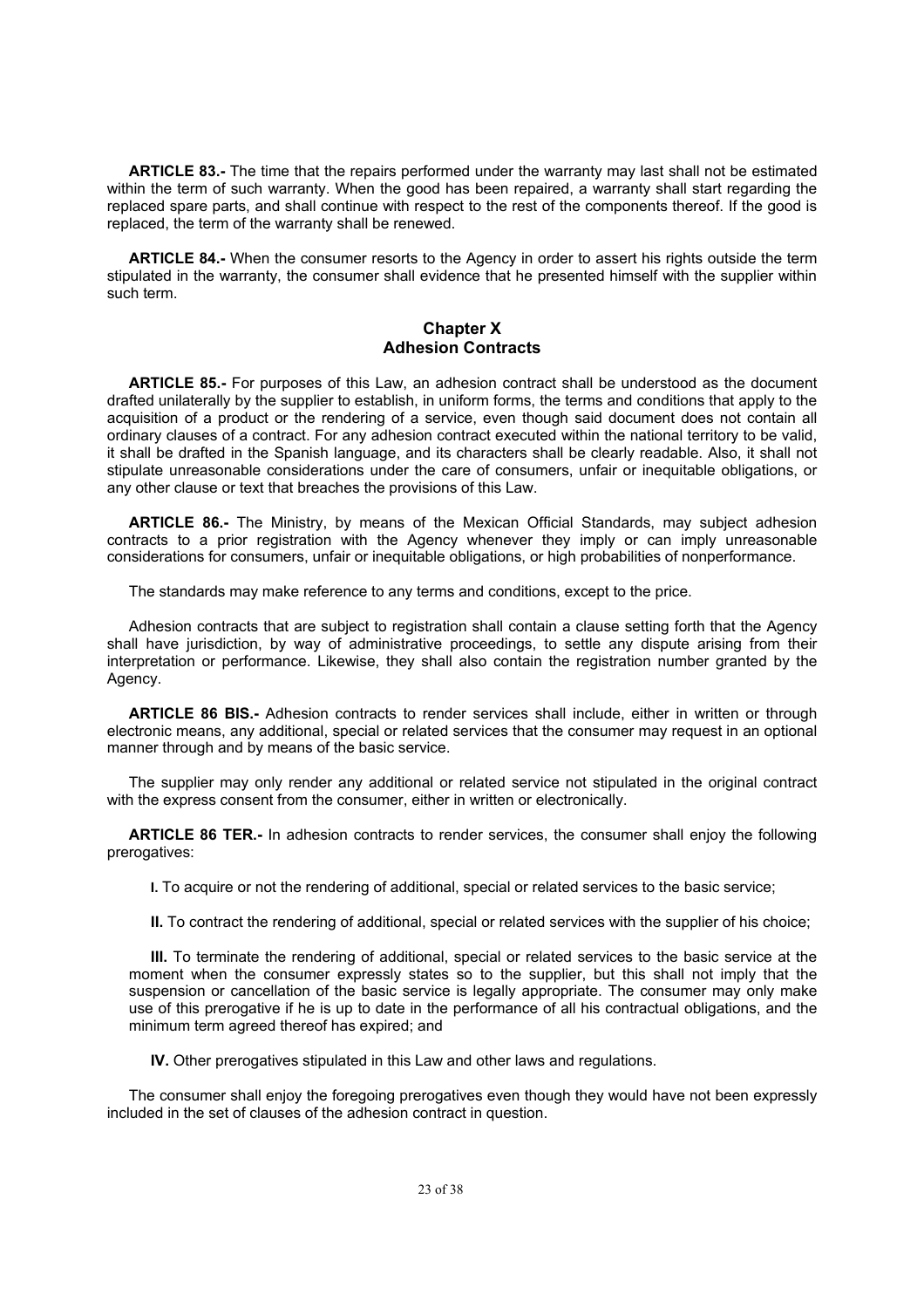**ARTICLE 83.-** The time that the repairs performed under the warranty may last shall not be estimated within the term of such warranty. When the good has been repaired, a warranty shall start regarding the replaced spare parts, and shall continue with respect to the rest of the components thereof. If the good is replaced, the term of the warranty shall be renewed.

**ARTICLE 84.-** When the consumer resorts to the Agency in order to assert his rights outside the term stipulated in the warranty, the consumer shall evidence that he presented himself with the supplier within such term.

## Chapter X
## Adhesion Contracts

**ARTICLE 85.-** For purposes of this Law, an adhesion contract shall be understood as the document drafted unilaterally by the supplier to establish, in uniform forms, the terms and conditions that apply to the acquisition of a product or the rendering of a service, even though said document does not contain all ordinary clauses of a contract. For any adhesion contract executed within the national territory to be valid, it shall be drafted in the Spanish language, and its characters shall be clearly readable. Also, it shall not stipulate unreasonable considerations under the care of consumers, unfair or inequitable obligations, or any other clause or text that breaches the provisions of this Law.

**ARTICLE 86.-** The Ministry, by means of the Mexican Official Standards, may subject adhesion contracts to a prior registration with the Agency whenever they imply or can imply unreasonable considerations for consumers, unfair or inequitable obligations, or high probabilities of nonperformance.

The standards may make reference to any terms and conditions, except to the price.

Adhesion contracts that are subject to registration shall contain a clause setting forth that the Agency shall have jurisdiction, by way of administrative proceedings, to settle any dispute arising from their interpretation or performance. Likewise, they shall also contain the registration number granted by the Agency.

**ARTICLE 86 BIS.-** Adhesion contracts to render services shall include, either in written or through electronic means, any additional, special or related services that the consumer may request in an optional manner through and by means of the basic service.

The supplier may only render any additional or related service not stipulated in the original contract with the express consent from the consumer, either in written or electronically.

**ARTICLE 86 TER.-** In adhesion contracts to render services, the consumer shall enjoy the following prerogatives:

**I.** To acquire or not the rendering of additional, special or related services to the basic service;

**II.** To contract the rendering of additional, special or related services with the supplier of his choice;

**III.** To terminate the rendering of additional, special or related services to the basic service at the moment when the consumer expressly states so to the supplier, but this shall not imply that the suspension or cancellation of the basic service is legally appropriate. The consumer may only make use of this prerogative if he is up to date in the performance of all his contractual obligations, and the minimum term agreed thereof has expired; and

**IV.** Other prerogatives stipulated in this Law and other laws and regulations.

The consumer shall enjoy the foregoing prerogatives even though they would have not been expressly included in the set of clauses of the adhesion contract in question.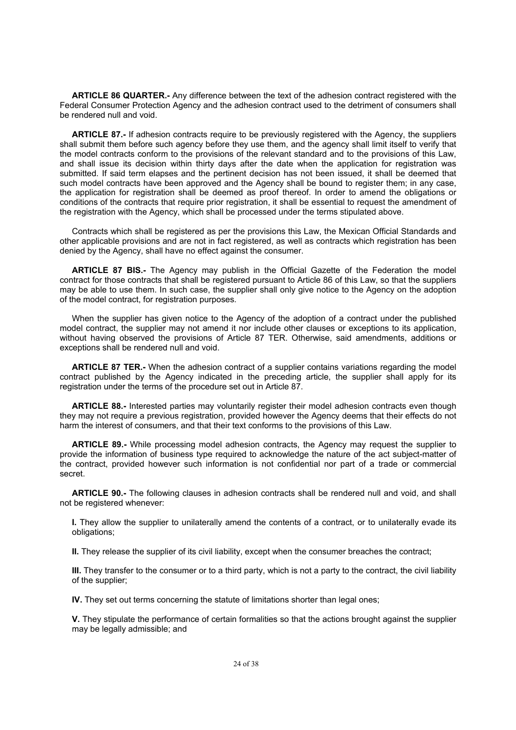**ARTICLE 86 QUARTER.-** Any difference between the text of the adhesion contract registered with the Federal Consumer Protection Agency and the adhesion contract used to the detriment of consumers shall be rendered null and void.

**ARTICLE 87.-** If adhesion contracts require to be previously registered with the Agency, the suppliers shall submit them before such agency before they use them, and the agency shall limit itself to verify that the model contracts conform to the provisions of the relevant standard and to the provisions of this Law, and shall issue its decision within thirty days after the date when the application for registration was submitted. If said term elapses and the pertinent decision has not been issued, it shall be deemed that such model contracts have been approved and the Agency shall be bound to register them; in any case, the application for registration shall be deemed as proof thereof. In order to amend the obligations or conditions of the contracts that require prior registration, it shall be essential to request the amendment of the registration with the Agency, which shall be processed under the terms stipulated above.

Contracts which shall be registered as per the provisions this Law, the Mexican Official Standards and other applicable provisions and are not in fact registered, as well as contracts which registration has been denied by the Agency, shall have no effect against the consumer.

**ARTICLE 87 BIS.-** The Agency may publish in the Official Gazette of the Federation the model contract for those contracts that shall be registered pursuant to Article 86 of this Law, so that the suppliers may be able to use them. In such case, the supplier shall only give notice to the Agency on the adoption of the model contract, for registration purposes.

When the supplier has given notice to the Agency of the adoption of a contract under the published model contract, the supplier may not amend it nor include other clauses or exceptions to its application, without having observed the provisions of Article 87 TER. Otherwise, said amendments, additions or exceptions shall be rendered null and void.

**ARTICLE 87 TER.-** When the adhesion contract of a supplier contains variations regarding the model contract published by the Agency indicated in the preceding article, the supplier shall apply for its registration under the terms of the procedure set out in Article 87.

**ARTICLE 88.-** Interested parties may voluntarily register their model adhesion contracts even though they may not require a previous registration, provided however the Agency deems that their effects do not harm the interest of consumers, and that their text conforms to the provisions of this Law.

**ARTICLE 89.-** While processing model adhesion contracts, the Agency may request the supplier to provide the information of business type required to acknowledge the nature of the act subject-matter of the contract, provided however such information is not confidential nor part of a trade or commercial secret.

**ARTICLE 90.-** The following clauses in adhesion contracts shall be rendered null and void, and shall not be registered whenever:

**I.** They allow the supplier to unilaterally amend the contents of a contract, or to unilaterally evade its obligations;

**II.** They release the supplier of its civil liability, except when the consumer breaches the contract;

**III.** They transfer to the consumer or to a third party, which is not a party to the contract, the civil liability of the supplier;

**IV.** They set out terms concerning the statute of limitations shorter than legal ones;

**V.** They stipulate the performance of certain formalities so that the actions brought against the supplier may be legally admissible; and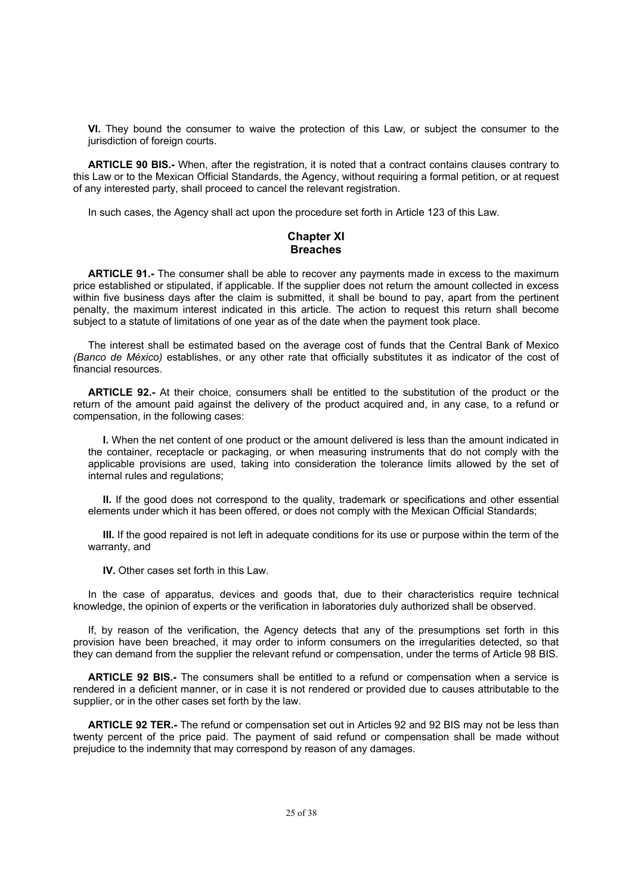**VI.** They bound the consumer to waive the protection of this Law, or subject the consumer to the jurisdiction of foreign courts.

**ARTICLE 90 BIS.-** When, after the registration, it is noted that a contract contains clauses contrary to this Law or to the Mexican Official Standards, the Agency, without requiring a formal petition, or at request of any interested party, shall proceed to cancel the relevant registration.

In such cases, the Agency shall act upon the procedure set forth in Article 123 of this Law.

## Chapter XI
## Breaches

**ARTICLE 91.-** The consumer shall be able to recover any payments made in excess to the maximum price established or stipulated, if applicable. If the supplier does not return the amount collected in excess within five business days after the claim is submitted, it shall be bound to pay, apart from the pertinent penalty, the maximum interest indicated in this article. The action to request this return shall become subject to a statute of limitations of one year as of the date when the payment took place.

The interest shall be estimated based on the average cost of funds that the Central Bank of Mexico *(Banco de México)* establishes, or any other rate that officially substitutes it as indicator of the cost of financial resources.

**ARTICLE 92.-** At their choice, consumers shall be entitled to the substitution of the product or the return of the amount paid against the delivery of the product acquired and, in any case, to a refund or compensation, in the following cases:

**I.** When the net content of one product or the amount delivered is less than the amount indicated in the container, receptacle or packaging, or when measuring instruments that do not comply with the applicable provisions are used, taking into consideration the tolerance limits allowed by the set of internal rules and regulations;

**II.** If the good does not correspond to the quality, trademark or specifications and other essential elements under which it has been offered, or does not comply with the Mexican Official Standards;

**III.** If the good repaired is not left in adequate conditions for its use or purpose within the term of the warranty, and

**IV.** Other cases set forth in this Law.

In the case of apparatus, devices and goods that, due to their characteristics require technical knowledge, the opinion of experts or the verification in laboratories duly authorized shall be observed.

If, by reason of the verification, the Agency detects that any of the presumptions set forth in this provision have been breached, it may order to inform consumers on the irregularities detected, so that they can demand from the supplier the relevant refund or compensation, under the terms of Article 98 BIS.

**ARTICLE 92 BIS.-** The consumers shall be entitled to a refund or compensation when a service is rendered in a deficient manner, or in case it is not rendered or provided due to causes attributable to the supplier, or in the other cases set forth by the law.

**ARTICLE 92 TER.-** The refund or compensation set out in Articles 92 and 92 BIS may not be less than twenty percent of the price paid. The payment of said refund or compensation shall be made without prejudice to the indemnity that may correspond by reason of any damages.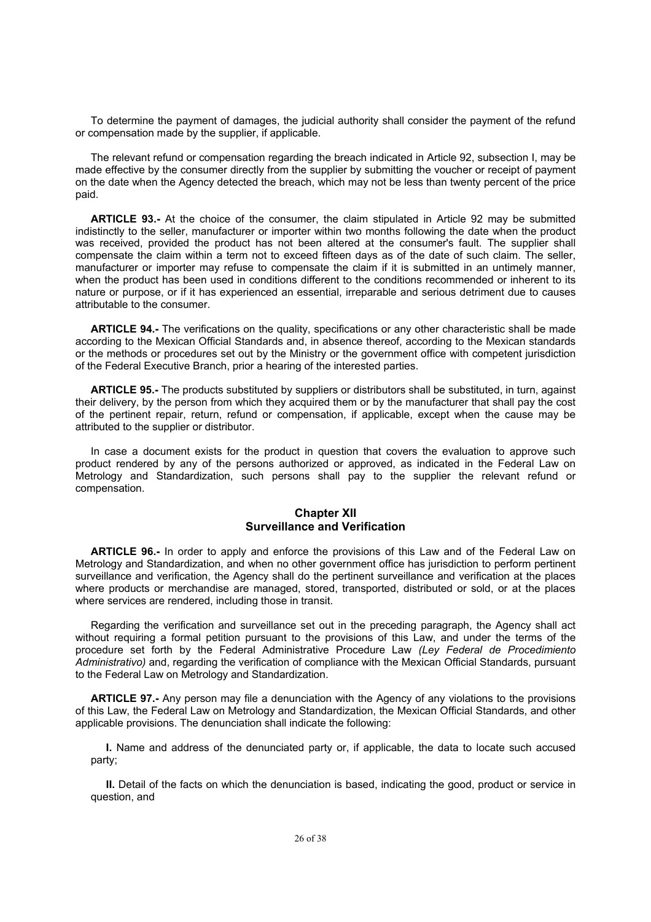To determine the payment of damages, the judicial authority shall consider the payment of the refund or compensation made by the supplier, if applicable.

The relevant refund or compensation regarding the breach indicated in Article 92, subsection I, may be made effective by the consumer directly from the supplier by submitting the voucher or receipt of payment on the date when the Agency detected the breach, which may not be less than twenty percent of the price paid.

**ARTICLE 93.-** At the choice of the consumer, the claim stipulated in Article 92 may be submitted indistinctly to the seller, manufacturer or importer within two months following the date when the product was received, provided the product has not been altered at the consumer's fault. The supplier shall compensate the claim within a term not to exceed fifteen days as of the date of such claim. The seller, manufacturer or importer may refuse to compensate the claim if it is submitted in an untimely manner, when the product has been used in conditions different to the conditions recommended or inherent to its nature or purpose, or if it has experienced an essential, irreparable and serious detriment due to causes attributable to the consumer.

**ARTICLE 94.-** The verifications on the quality, specifications or any other characteristic shall be made according to the Mexican Official Standards and, in absence thereof, according to the Mexican standards or the methods or procedures set out by the Ministry or the government office with competent jurisdiction of the Federal Executive Branch, prior a hearing of the interested parties.

**ARTICLE 95.-** The products substituted by suppliers or distributors shall be substituted, in turn, against their delivery, by the person from which they acquired them or by the manufacturer that shall pay the cost of the pertinent repair, return, refund or compensation, if applicable, except when the cause may be attributed to the supplier or distributor.

In case a document exists for the product in question that covers the evaluation to approve such product rendered by any of the persons authorized or approved, as indicated in the Federal Law on Metrology and Standardization, such persons shall pay to the supplier the relevant refund or compensation.

## Chapter XII
## Surveillance and Verification

**ARTICLE 96.-** In order to apply and enforce the provisions of this Law and of the Federal Law on Metrology and Standardization, and when no other government office has jurisdiction to perform pertinent surveillance and verification, the Agency shall do the pertinent surveillance and verification at the places where products or merchandise are managed, stored, transported, distributed or sold, or at the places where services are rendered, including those in transit.

Regarding the verification and surveillance set out in the preceding paragraph, the Agency shall act without requiring a formal petition pursuant to the provisions of this Law, and under the terms of the procedure set forth by the Federal Administrative Procedure Law *(Ley Federal de Procedimiento Administrativo)* and, regarding the verification of compliance with the Mexican Official Standards, pursuant to the Federal Law on Metrology and Standardization.

**ARTICLE 97.-** Any person may file a denunciation with the Agency of any violations to the provisions of this Law, the Federal Law on Metrology and Standardization, the Mexican Official Standards, and other applicable provisions. The denunciation shall indicate the following:

**I.** Name and address of the denunciated party or, if applicable, the data to locate such accused party;

**II.** Detail of the facts on which the denunciation is based, indicating the good, product or service in question, and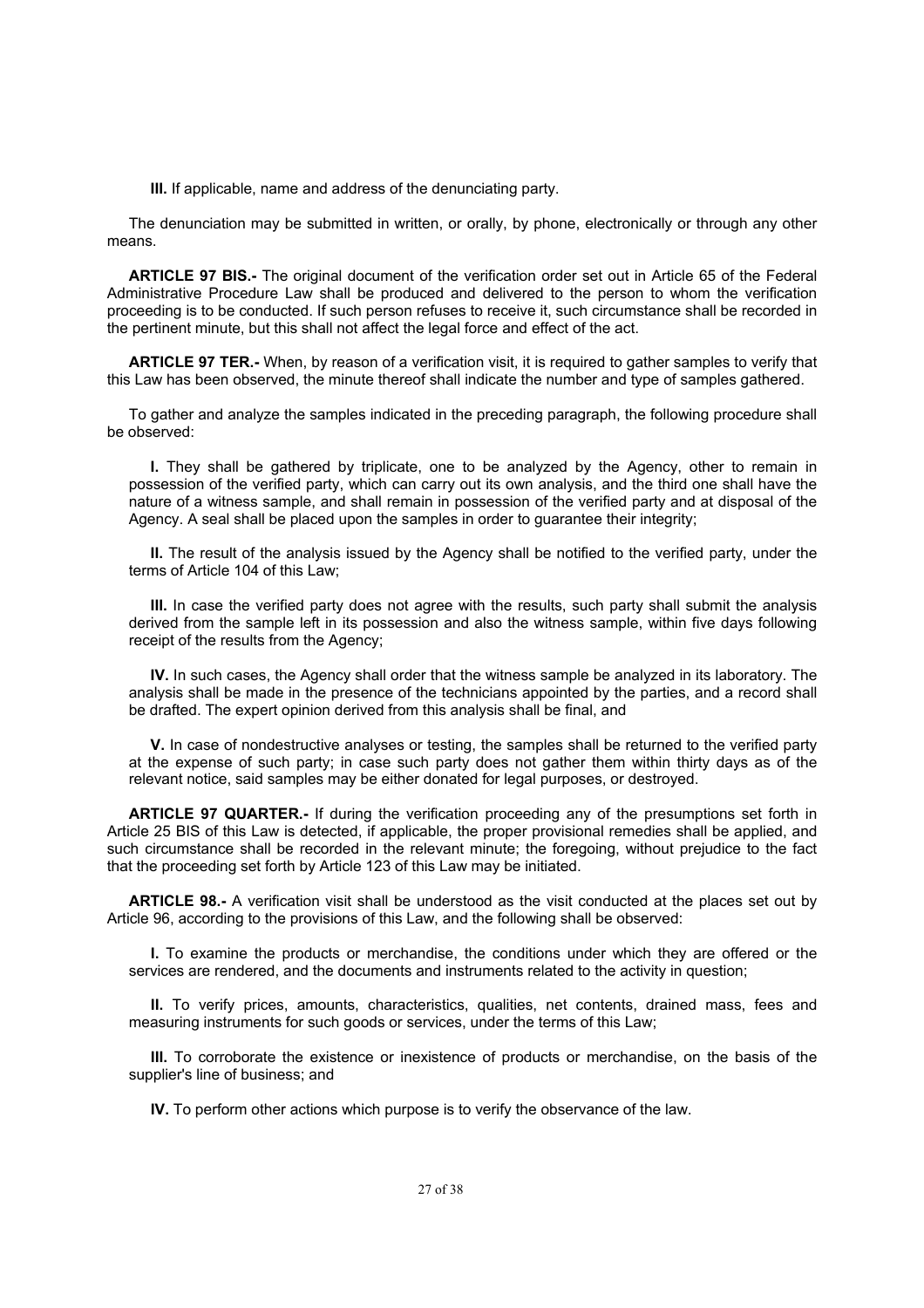**III.** If applicable, name and address of the denunciating party.

The denunciation may be submitted in written, or orally, by phone, electronically or through any other means.

**ARTICLE 97 BIS.-** The original document of the verification order set out in Article 65 of the Federal Administrative Procedure Law shall be produced and delivered to the person to whom the verification proceeding is to be conducted. If such person refuses to receive it, such circumstance shall be recorded in the pertinent minute, but this shall not affect the legal force and effect of the act.

**ARTICLE 97 TER.-** When, by reason of a verification visit, it is required to gather samples to verify that this Law has been observed, the minute thereof shall indicate the number and type of samples gathered.

To gather and analyze the samples indicated in the preceding paragraph, the following procedure shall be observed:

**I.** They shall be gathered by triplicate, one to be analyzed by the Agency, other to remain in possession of the verified party, which can carry out its own analysis, and the third one shall have the nature of a witness sample, and shall remain in possession of the verified party and at disposal of the Agency. A seal shall be placed upon the samples in order to guarantee their integrity;

**II.** The result of the analysis issued by the Agency shall be notified to the verified party, under the terms of Article 104 of this Law;

**III.** In case the verified party does not agree with the results, such party shall submit the analysis derived from the sample left in its possession and also the witness sample, within five days following receipt of the results from the Agency;

**IV.** In such cases, the Agency shall order that the witness sample be analyzed in its laboratory. The analysis shall be made in the presence of the technicians appointed by the parties, and a record shall be drafted. The expert opinion derived from this analysis shall be final, and

**V.** In case of nondestructive analyses or testing, the samples shall be returned to the verified party at the expense of such party; in case such party does not gather them within thirty days as of the relevant notice, said samples may be either donated for legal purposes, or destroyed.

**ARTICLE 97 QUARTER.-** If during the verification proceeding any of the presumptions set forth in Article 25 BIS of this Law is detected, if applicable, the proper provisional remedies shall be applied, and such circumstance shall be recorded in the relevant minute; the foregoing, without prejudice to the fact that the proceeding set forth by Article 123 of this Law may be initiated.

**ARTICLE 98.-** A verification visit shall be understood as the visit conducted at the places set out by Article 96, according to the provisions of this Law, and the following shall be observed:

**I.** To examine the products or merchandise, the conditions under which they are offered or the services are rendered, and the documents and instruments related to the activity in question;

**II.** To verify prices, amounts, characteristics, qualities, net contents, drained mass, fees and measuring instruments for such goods or services, under the terms of this Law;

**III.** To corroborate the existence or inexistence of products or merchandise, on the basis of the supplier's line of business; and

**IV.** To perform other actions which purpose is to verify the observance of the law.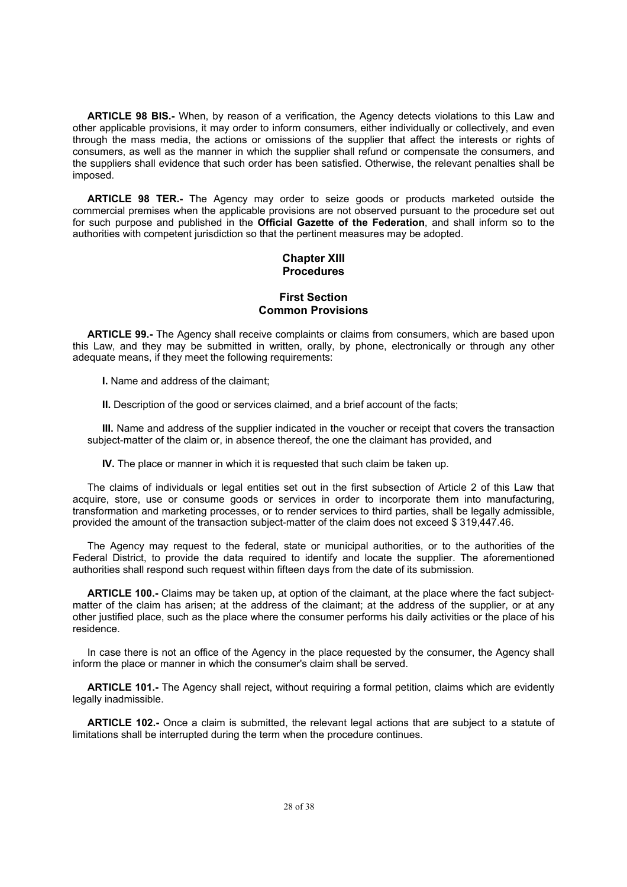**ARTICLE 98 BIS.-** When, by reason of a verification, the Agency detects violations to this Law and other applicable provisions, it may order to inform consumers, either individually or collectively, and even through the mass media, the actions or omissions of the supplier that affect the interests or rights of consumers, as well as the manner in which the supplier shall refund or compensate the consumers, and the suppliers shall evidence that such order has been satisfied. Otherwise, the relevant penalties shall be imposed.

**ARTICLE 98 TER.-** The Agency may order to seize goods or products marketed outside the commercial premises when the applicable provisions are not observed pursuant to the procedure set out for such purpose and published in the **Official Gazette of the Federation**, and shall inform so to the authorities with competent jurisdiction so that the pertinent measures may be adopted.

## Chapter XIII
## Procedures

### First Section
### Common Provisions

**ARTICLE 99.-** The Agency shall receive complaints or claims from consumers, which are based upon this Law, and they may be submitted in written, orally, by phone, electronically or through any other adequate means, if they meet the following requirements:

**I.** Name and address of the claimant;

**II.** Description of the good or services claimed, and a brief account of the facts;

**III.** Name and address of the supplier indicated in the voucher or receipt that covers the transaction subject-matter of the claim or, in absence thereof, the one the claimant has provided, and

**IV.** The place or manner in which it is requested that such claim be taken up.

The claims of individuals or legal entities set out in the first subsection of Article 2 of this Law that acquire, store, use or consume goods or services in order to incorporate them into manufacturing, transformation and marketing processes, or to render services to third parties, shall be legally admissible, provided the amount of the transaction subject-matter of the claim does not exceed $ 319,447.46.

The Agency may request to the federal, state or municipal authorities, or to the authorities of the Federal District, to provide the data required to identify and locate the supplier. The aforementioned authorities shall respond such request within fifteen days from the date of its submission.

**ARTICLE 100.-** Claims may be taken up, at option of the claimant, at the place where the fact subject-matter of the claim has arisen; at the address of the claimant; at the address of the supplier, or at any other justified place, such as the place where the consumer performs his daily activities or the place of his residence.

In case there is not an office of the Agency in the place requested by the consumer, the Agency shall inform the place or manner in which the consumer's claim shall be served.

**ARTICLE 101.-** The Agency shall reject, without requiring a formal petition, claims which are evidently legally inadmissible.

**ARTICLE 102.-** Once a claim is submitted, the relevant legal actions that are subject to a statute of limitations shall be interrupted during the term when the procedure continues.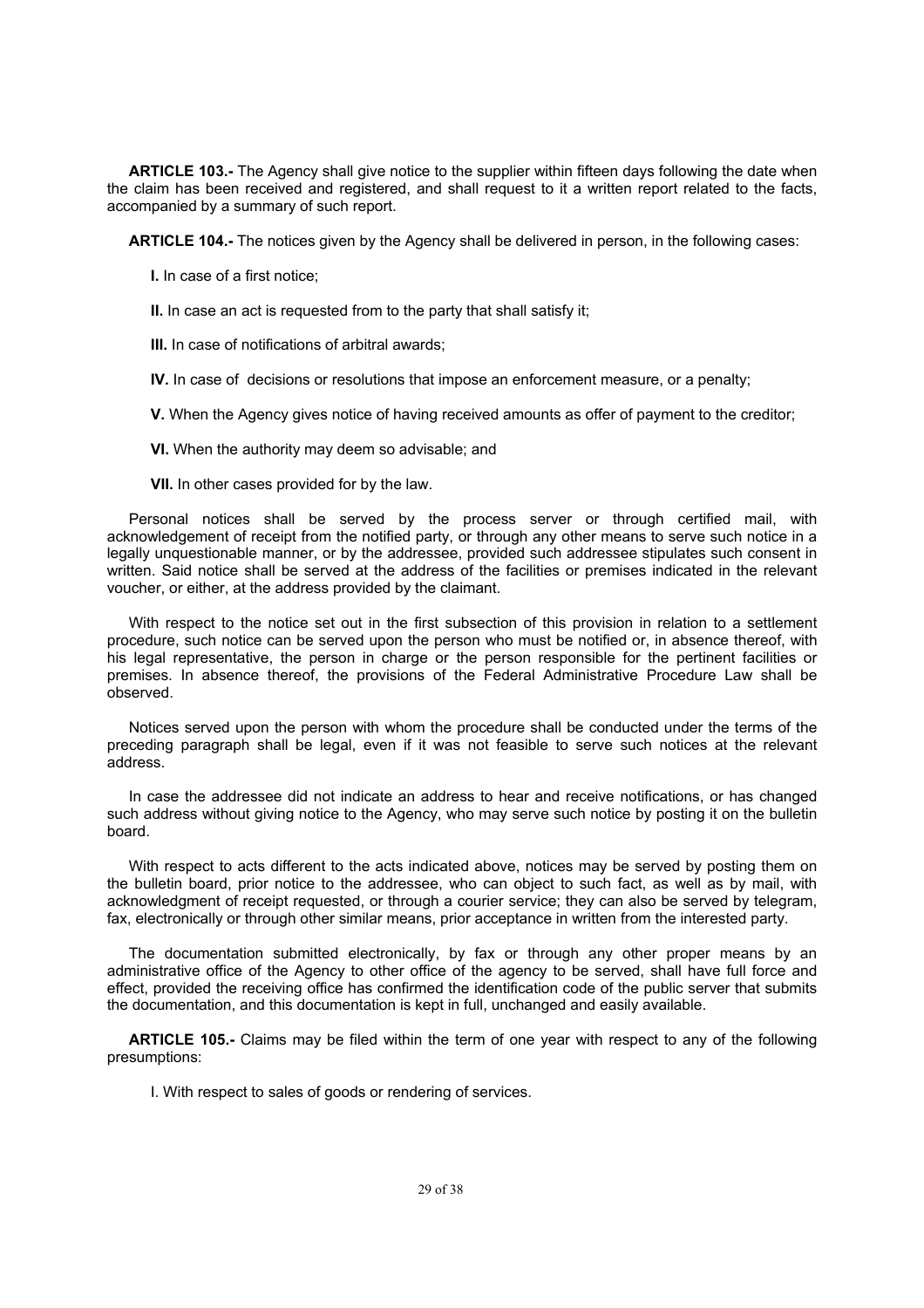**ARTICLE 103.-** The Agency shall give notice to the supplier within fifteen days following the date when the claim has been received and registered, and shall request to it a written report related to the facts, accompanied by a summary of such report.

**ARTICLE 104.-** The notices given by the Agency shall be delivered in person, in the following cases:

**I.** In case of a first notice;

**II.** In case an act is requested from to the party that shall satisfy it;

**III.** In case of notifications of arbitral awards;

**IV.** In case of decisions or resolutions that impose an enforcement measure, or a penalty;

**V.** When the Agency gives notice of having received amounts as offer of payment to the creditor;

**VI.** When the authority may deem so advisable; and

**VII.** In other cases provided for by the law.

Personal notices shall be served by the process server or through certified mail, with acknowledgement of receipt from the notified party, or through any other means to serve such notice in a legally unquestionable manner, or by the addressee, provided such addressee stipulates such consent in written. Said notice shall be served at the address of the facilities or premises indicated in the relevant voucher, or either, at the address provided by the claimant.

With respect to the notice set out in the first subsection of this provision in relation to a settlement procedure, such notice can be served upon the person who must be notified or, in absence thereof, with his legal representative, the person in charge or the person responsible for the pertinent facilities or premises. In absence thereof, the provisions of the Federal Administrative Procedure Law shall be observed.

Notices served upon the person with whom the procedure shall be conducted under the terms of the preceding paragraph shall be legal, even if it was not feasible to serve such notices at the relevant address.

In case the addressee did not indicate an address to hear and receive notifications, or has changed such address without giving notice to the Agency, who may serve such notice by posting it on the bulletin board.

With respect to acts different to the acts indicated above, notices may be served by posting them on the bulletin board, prior notice to the addressee, who can object to such fact, as well as by mail, with acknowledgment of receipt requested, or through a courier service; they can also be served by telegram, fax, electronically or through other similar means, prior acceptance in written from the interested party.

The documentation submitted electronically, by fax or through any other proper means by an administrative office of the Agency to other office of the agency to be served, shall have full force and effect, provided the receiving office has confirmed the identification code of the public server that submits the documentation, and this documentation is kept in full, unchanged and easily available.

**ARTICLE 105.-** Claims may be filed within the term of one year with respect to any of the following presumptions:

I. With respect to sales of goods or rendering of services.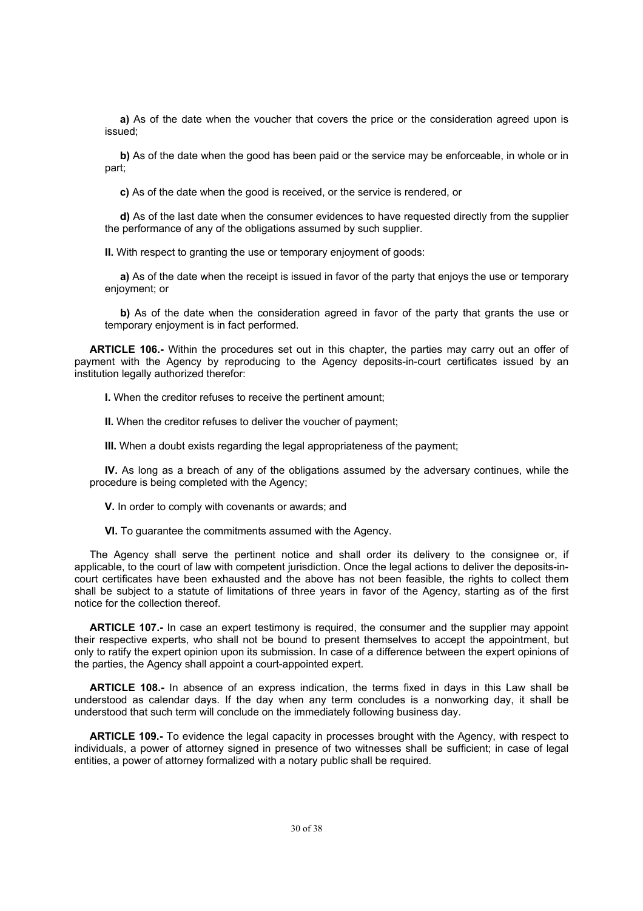**a)** As of the date when the voucher that covers the price or the consideration agreed upon is issued;

**b)** As of the date when the good has been paid or the service may be enforceable, in whole or in part;

**c)** As of the date when the good is received, or the service is rendered, or

**d)** As of the last date when the consumer evidences to have requested directly from the supplier the performance of any of the obligations assumed by such supplier.

**II.** With respect to granting the use or temporary enjoyment of goods:

**a)** As of the date when the receipt is issued in favor of the party that enjoys the use or temporary enjoyment; or

**b)** As of the date when the consideration agreed in favor of the party that grants the use or temporary enjoyment is in fact performed.

**ARTICLE 106.-** Within the procedures set out in this chapter, the parties may carry out an offer of payment with the Agency by reproducing to the Agency deposits-in-court certificates issued by an institution legally authorized therefor:

**I.** When the creditor refuses to receive the pertinent amount;

**II.** When the creditor refuses to deliver the voucher of payment;

**III.** When a doubt exists regarding the legal appropriateness of the payment;

**IV.** As long as a breach of any of the obligations assumed by the adversary continues, while the procedure is being completed with the Agency;

**V.** In order to comply with covenants or awards; and

**VI.** To guarantee the commitments assumed with the Agency.

The Agency shall serve the pertinent notice and shall order its delivery to the consignee or, if applicable, to the court of law with competent jurisdiction. Once the legal actions to deliver the deposits-in-court certificates have been exhausted and the above has not been feasible, the rights to collect them shall be subject to a statute of limitations of three years in favor of the Agency, starting as of the first notice for the collection thereof.

**ARTICLE 107.-** In case an expert testimony is required, the consumer and the supplier may appoint their respective experts, who shall not be bound to present themselves to accept the appointment, but only to ratify the expert opinion upon its submission. In case of a difference between the expert opinions of the parties, the Agency shall appoint a court-appointed expert.

**ARTICLE 108.-** In absence of an express indication, the terms fixed in days in this Law shall be understood as calendar days. If the day when any term concludes is a nonworking day, it shall be understood that such term will conclude on the immediately following business day.

**ARTICLE 109.-** To evidence the legal capacity in processes brought with the Agency, with respect to individuals, a power of attorney signed in presence of two witnesses shall be sufficient; in case of legal entities, a power of attorney formalized with a notary public shall be required.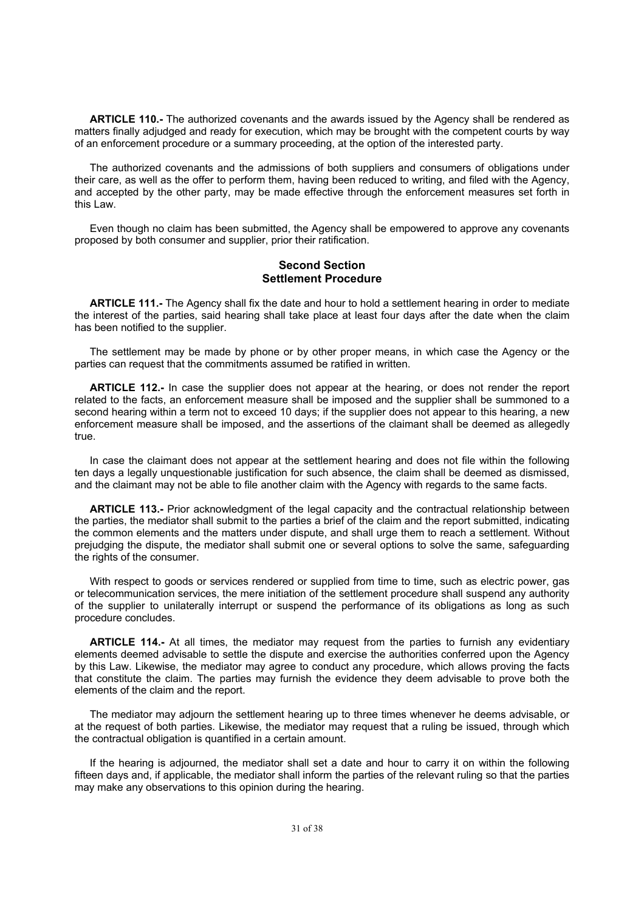**ARTICLE 110.-** The authorized covenants and the awards issued by the Agency shall be rendered as matters finally adjudged and ready for execution, which may be brought with the competent courts by way of an enforcement procedure or a summary proceeding, at the option of the interested party.

The authorized covenants and the admissions of both suppliers and consumers of obligations under their care, as well as the offer to perform them, having been reduced to writing, and filed with the Agency, and accepted by the other party, may be made effective through the enforcement measures set forth in this Law.

Even though no claim has been submitted, the Agency shall be empowered to approve any covenants proposed by both consumer and supplier, prior their ratification.

## Second Section
## Settlement Procedure

**ARTICLE 111.-** The Agency shall fix the date and hour to hold a settlement hearing in order to mediate the interest of the parties, said hearing shall take place at least four days after the date when the claim has been notified to the supplier.

The settlement may be made by phone or by other proper means, in which case the Agency or the parties can request that the commitments assumed be ratified in written.

**ARTICLE 112.-** In case the supplier does not appear at the hearing, or does not render the report related to the facts, an enforcement measure shall be imposed and the supplier shall be summoned to a second hearing within a term not to exceed 10 days; if the supplier does not appear to this hearing, a new enforcement measure shall be imposed, and the assertions of the claimant shall be deemed as allegedly true.

In case the claimant does not appear at the settlement hearing and does not file within the following ten days a legally unquestionable justification for such absence, the claim shall be deemed as dismissed, and the claimant may not be able to file another claim with the Agency with regards to the same facts.

**ARTICLE 113.-** Prior acknowledgment of the legal capacity and the contractual relationship between the parties, the mediator shall submit to the parties a brief of the claim and the report submitted, indicating the common elements and the matters under dispute, and shall urge them to reach a settlement. Without prejudging the dispute, the mediator shall submit one or several options to solve the same, safeguarding the rights of the consumer.

With respect to goods or services rendered or supplied from time to time, such as electric power, gas or telecommunication services, the mere initiation of the settlement procedure shall suspend any authority of the supplier to unilaterally interrupt or suspend the performance of its obligations as long as such procedure concludes.

**ARTICLE 114.-** At all times, the mediator may request from the parties to furnish any evidentiary elements deemed advisable to settle the dispute and exercise the authorities conferred upon the Agency by this Law. Likewise, the mediator may agree to conduct any procedure, which allows proving the facts that constitute the claim. The parties may furnish the evidence they deem advisable to prove both the elements of the claim and the report.

The mediator may adjourn the settlement hearing up to three times whenever he deems advisable, or at the request of both parties. Likewise, the mediator may request that a ruling be issued, through which the contractual obligation is quantified in a certain amount.

If the hearing is adjourned, the mediator shall set a date and hour to carry it on within the following fifteen days and, if applicable, the mediator shall inform the parties of the relevant ruling so that the parties may make any observations to this opinion during the hearing.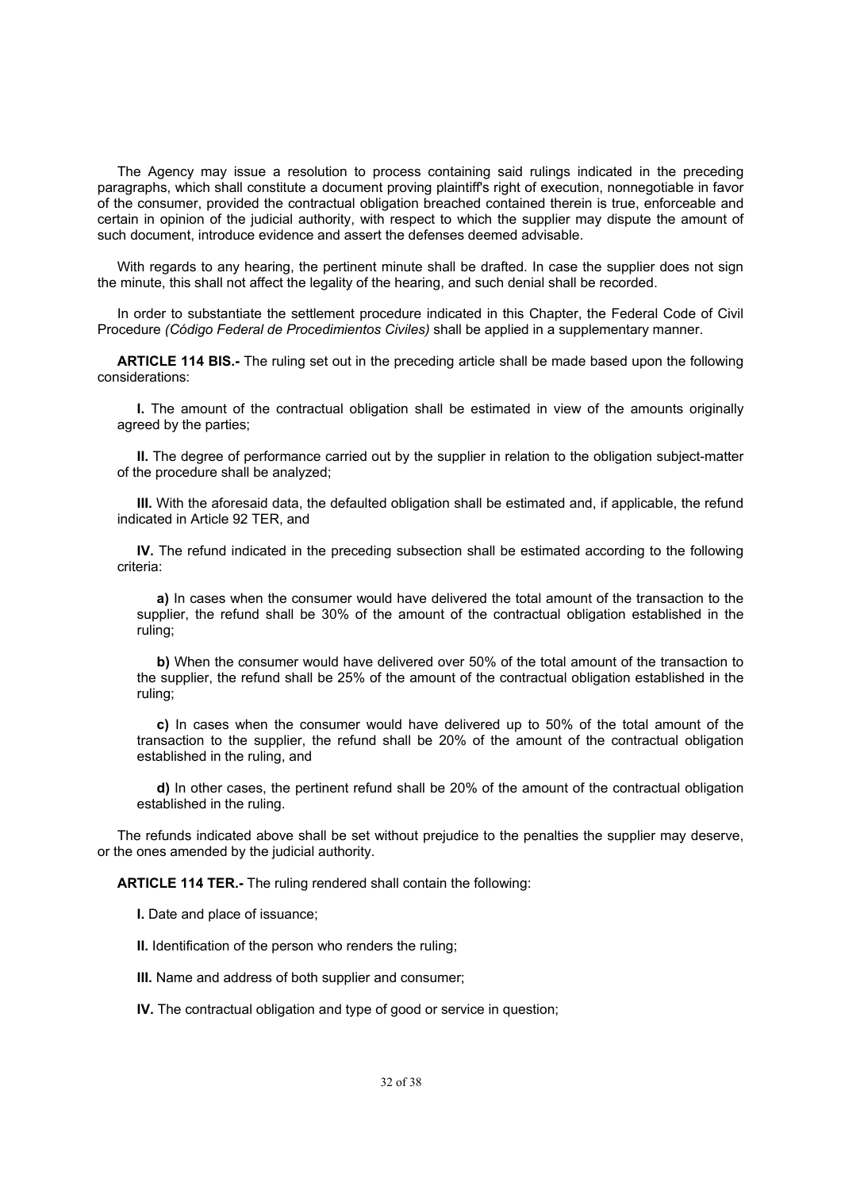The Agency may issue a resolution to process containing said rulings indicated in the preceding paragraphs, which shall constitute a document proving plaintiff's right of execution, nonnegotiable in favor of the consumer, provided the contractual obligation breached contained therein is true, enforceable and certain in opinion of the judicial authority, with respect to which the supplier may dispute the amount of such document, introduce evidence and assert the defenses deemed advisable.

With regards to any hearing, the pertinent minute shall be drafted. In case the supplier does not sign the minute, this shall not affect the legality of the hearing, and such denial shall be recorded.

In order to substantiate the settlement procedure indicated in this Chapter, the Federal Code of Civil Procedure *(Código Federal de Procedimientos Civiles)* shall be applied in a supplementary manner.

**ARTICLE 114 BIS.-** The ruling set out in the preceding article shall be made based upon the following considerations:

**I.** The amount of the contractual obligation shall be estimated in view of the amounts originally agreed by the parties;

**II.** The degree of performance carried out by the supplier in relation to the obligation subject-matter of the procedure shall be analyzed;

**III.** With the aforesaid data, the defaulted obligation shall be estimated and, if applicable, the refund indicated in Article 92 TER, and

**IV.** The refund indicated in the preceding subsection shall be estimated according to the following criteria:

**a)** In cases when the consumer would have delivered the total amount of the transaction to the supplier, the refund shall be 30% of the amount of the contractual obligation established in the ruling;

**b)** When the consumer would have delivered over 50% of the total amount of the transaction to the supplier, the refund shall be 25% of the amount of the contractual obligation established in the ruling;

**c)** In cases when the consumer would have delivered up to 50% of the total amount of the transaction to the supplier, the refund shall be 20% of the amount of the contractual obligation established in the ruling, and

**d)** In other cases, the pertinent refund shall be 20% of the amount of the contractual obligation established in the ruling.

The refunds indicated above shall be set without prejudice to the penalties the supplier may deserve, or the ones amended by the judicial authority.

**ARTICLE 114 TER.-** The ruling rendered shall contain the following:

**I.** Date and place of issuance;

**II.** Identification of the person who renders the ruling;

**III.** Name and address of both supplier and consumer;

**IV.** The contractual obligation and type of good or service in question;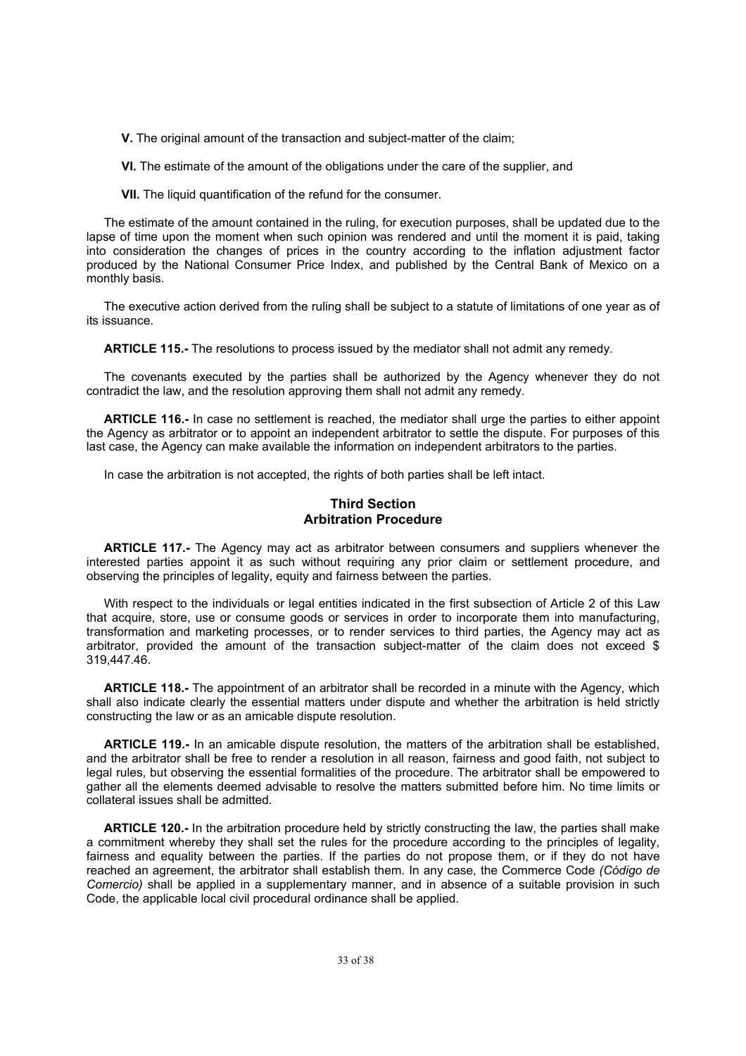**V.** The original amount of the transaction and subject-matter of the claim;

**VI.** The estimate of the amount of the obligations under the care of the supplier, and

**VII.** The liquid quantification of the refund for the consumer.

The estimate of the amount contained in the ruling, for execution purposes, shall be updated due to the lapse of time upon the moment when such opinion was rendered and until the moment it is paid, taking into consideration the changes of prices in the country according to the inflation adjustment factor produced by the National Consumer Price Index, and published by the Central Bank of Mexico on a monthly basis.

The executive action derived from the ruling shall be subject to a statute of limitations of one year as of its issuance.

**ARTICLE 115.-** The resolutions to process issued by the mediator shall not admit any remedy.

The covenants executed by the parties shall be authorized by the Agency whenever they do not contradict the law, and the resolution approving them shall not admit any remedy.

**ARTICLE 116.-** In case no settlement is reached, the mediator shall urge the parties to either appoint the Agency as arbitrator or to appoint an independent arbitrator to settle the dispute. For purposes of this last case, the Agency can make available the information on independent arbitrators to the parties.

In case the arbitration is not accepted, the rights of both parties shall be left intact.

## Third Section
## Arbitration Procedure

**ARTICLE 117.-** The Agency may act as arbitrator between consumers and suppliers whenever the interested parties appoint it as such without requiring any prior claim or settlement procedure, and observing the principles of legality, equity and fairness between the parties.

With respect to the individuals or legal entities indicated in the first subsection of Article 2 of this Law that acquire, store, use or consume goods or services in order to incorporate them into manufacturing, transformation and marketing processes, or to render services to third parties, the Agency may act as arbitrator, provided the amount of the transaction subject-matter of the claim does not exceed $ 319,447.46.

**ARTICLE 118.-** The appointment of an arbitrator shall be recorded in a minute with the Agency, which shall also indicate clearly the essential matters under dispute and whether the arbitration is held strictly constructing the law or as an amicable dispute resolution.

**ARTICLE 119.-** In an amicable dispute resolution, the matters of the arbitration shall be established, and the arbitrator shall be free to render a resolution in all reason, fairness and good faith, not subject to legal rules, but observing the essential formalities of the procedure. The arbitrator shall be empowered to gather all the elements deemed advisable to resolve the matters submitted before him. No time limits or collateral issues shall be admitted.

**ARTICLE 120.-** In the arbitration procedure held by strictly constructing the law, the parties shall make a commitment whereby they shall set the rules for the procedure according to the principles of legality, fairness and equality between the parties. If the parties do not propose them, or if they do not have reached an agreement, the arbitrator shall establish them. In any case, the Commerce Code *(Código de Comercio)* shall be applied in a supplementary manner, and in absence of a suitable provision in such Code, the applicable local civil procedural ordinance shall be applied.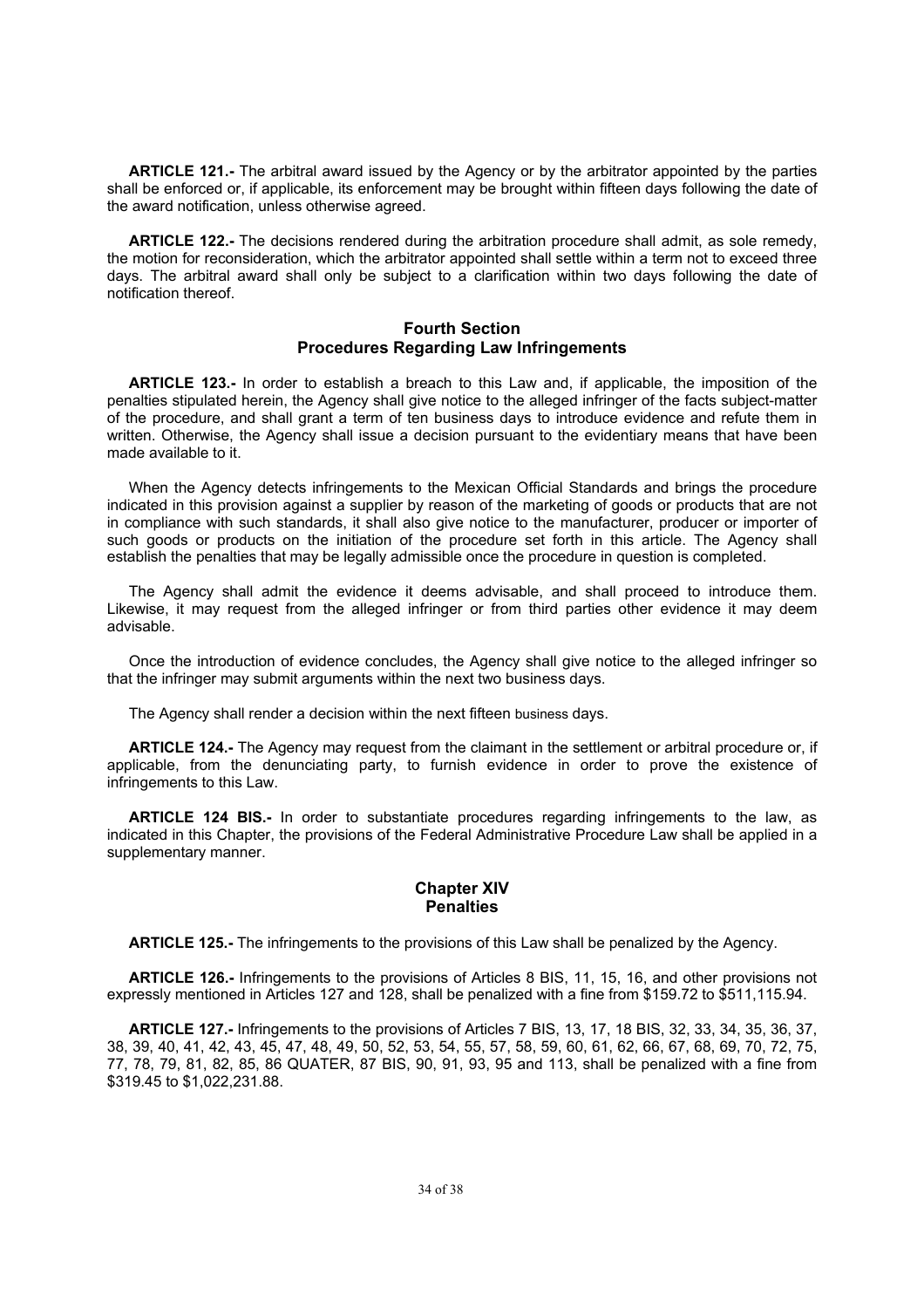**ARTICLE 121.-** The arbitral award issued by the Agency or by the arbitrator appointed by the parties shall be enforced or, if applicable, its enforcement may be brought within fifteen days following the date of the award notification, unless otherwise agreed.

**ARTICLE 122.-** The decisions rendered during the arbitration procedure shall admit, as sole remedy, the motion for reconsideration, which the arbitrator appointed shall settle within a term not to exceed three days. The arbitral award shall only be subject to a clarification within two days following the date of notification thereof.

## Fourth Section
## Procedures Regarding Law Infringements

**ARTICLE 123.-** In order to establish a breach to this Law and, if applicable, the imposition of the penalties stipulated herein, the Agency shall give notice to the alleged infringer of the facts subject-matter of the procedure, and shall grant a term of ten business days to introduce evidence and refute them in written. Otherwise, the Agency shall issue a decision pursuant to the evidentiary means that have been made available to it.

When the Agency detects infringements to the Mexican Official Standards and brings the procedure indicated in this provision against a supplier by reason of the marketing of goods or products that are not in compliance with such standards, it shall also give notice to the manufacturer, producer or importer of such goods or products on the initiation of the procedure set forth in this article. The Agency shall establish the penalties that may be legally admissible once the procedure in question is completed.

The Agency shall admit the evidence it deems advisable, and shall proceed to introduce them. Likewise, it may request from the alleged infringer or from third parties other evidence it may deem advisable.

Once the introduction of evidence concludes, the Agency shall give notice to the alleged infringer so that the infringer may submit arguments within the next two business days.

The Agency shall render a decision within the next fifteen business days.

**ARTICLE 124.-** The Agency may request from the claimant in the settlement or arbitral procedure or, if applicable, from the denunciating party, to furnish evidence in order to prove the existence of infringements to this Law.

**ARTICLE 124 BIS.-** In order to substantiate procedures regarding infringements to the law, as indicated in this Chapter, the provisions of the Federal Administrative Procedure Law shall be applied in a supplementary manner.

## Chapter XIV
## Penalties

**ARTICLE 125.-** The infringements to the provisions of this Law shall be penalized by the Agency.

**ARTICLE 126.-** Infringements to the provisions of Articles 8 BIS, 11, 15, 16, and other provisions not expressly mentioned in Articles 127 and 128, shall be penalized with a fine from \$159.72 to \$511,115.94.

**ARTICLE 127.-** Infringements to the provisions of Articles 7 BIS, 13, 17, 18 BIS, 32, 33, 34, 35, 36, 37, 38, 39, 40, 41, 42, 43, 45, 47, 48, 49, 50, 52, 53, 54, 55, 57, 58, 59, 60, 61, 62, 66, 67, 68, 69, 70, 72, 75, 77, 78, 79, 81, 82, 85, 86 QUATER, 87 BIS, 90, 91, 93, 95 and 113, shall be penalized with a fine from \$319.45 to \$1,022,231.88.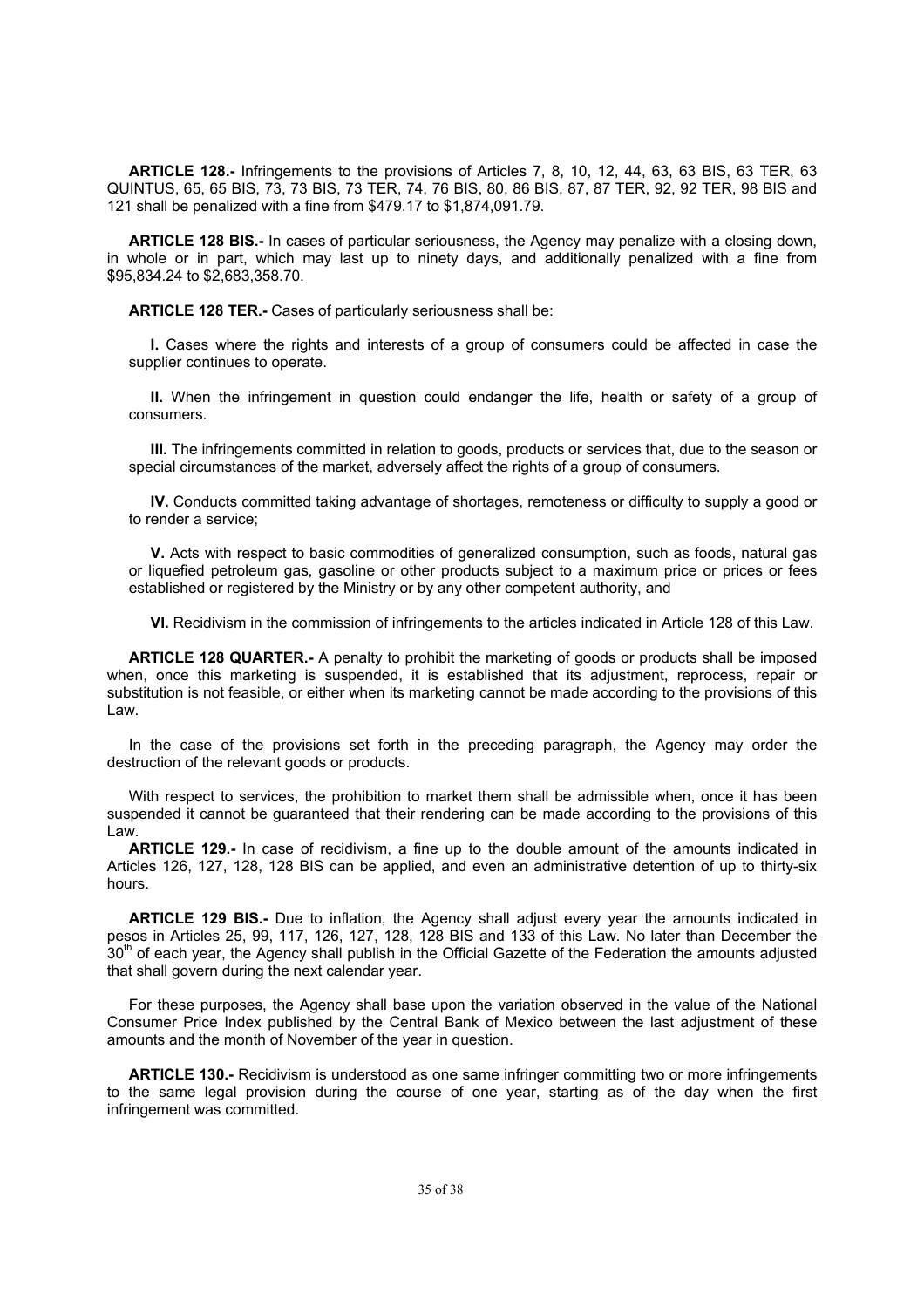**ARTICLE 128.-** Infringements to the provisions of Articles 7, 8, 10, 12, 44, 63, 63 BIS, 63 TER, 63 QUINTUS, 65, 65 BIS, 73, 73 BIS, 73 TER, 74, 76 BIS, 80, 86 BIS, 87, 87 TER, 92, 92 TER, 98 BIS and 121 shall be penalized with a fine from $479.17 to $1,874,091.79.

**ARTICLE 128 BIS.-** In cases of particular seriousness, the Agency may penalize with a closing down, in whole or in part, which may last up to ninety days, and additionally penalized with a fine from $95,834.24 to $2,683,358.70.

**ARTICLE 128 TER.-** Cases of particularly seriousness shall be:

**I.** Cases where the rights and interests of a group of consumers could be affected in case the supplier continues to operate.

**II.** When the infringement in question could endanger the life, health or safety of a group of consumers.

**III.** The infringements committed in relation to goods, products or services that, due to the season or special circumstances of the market, adversely affect the rights of a group of consumers.

**IV.** Conducts committed taking advantage of shortages, remoteness or difficulty to supply a good or to render a service;

**V.** Acts with respect to basic commodities of generalized consumption, such as foods, natural gas or liquefied petroleum gas, gasoline or other products subject to a maximum price or prices or fees established or registered by the Ministry or by any other competent authority, and

**VI.** Recidivism in the commission of infringements to the articles indicated in Article 128 of this Law.

**ARTICLE 128 QUARTER.-** A penalty to prohibit the marketing of goods or products shall be imposed when, once this marketing is suspended, it is established that its adjustment, reprocess, repair or substitution is not feasible, or either when its marketing cannot be made according to the provisions of this Law.

In the case of the provisions set forth in the preceding paragraph, the Agency may order the destruction of the relevant goods or products.

With respect to services, the prohibition to market them shall be admissible when, once it has been suspended it cannot be guaranteed that their rendering can be made according to the provisions of this Law.

**ARTICLE 129.-** In case of recidivism, a fine up to the double amount of the amounts indicated in Articles 126, 127, 128, 128 BIS can be applied, and even an administrative detention of up to thirty-six hours.

**ARTICLE 129 BIS.-** Due to inflation, the Agency shall adjust every year the amounts indicated in pesos in Articles 25, 99, 117, 126, 127, 128, 128 BIS and 133 of this Law. No later than December the 30th of each year, the Agency shall publish in the Official Gazette of the Federation the amounts adjusted that shall govern during the next calendar year.

For these purposes, the Agency shall base upon the variation observed in the value of the National Consumer Price Index published by the Central Bank of Mexico between the last adjustment of these amounts and the month of November of the year in question.

**ARTICLE 130.-** Recidivism is understood as one same infringer committing two or more infringements to the same legal provision during the course of one year, starting as of the day when the first infringement was committed.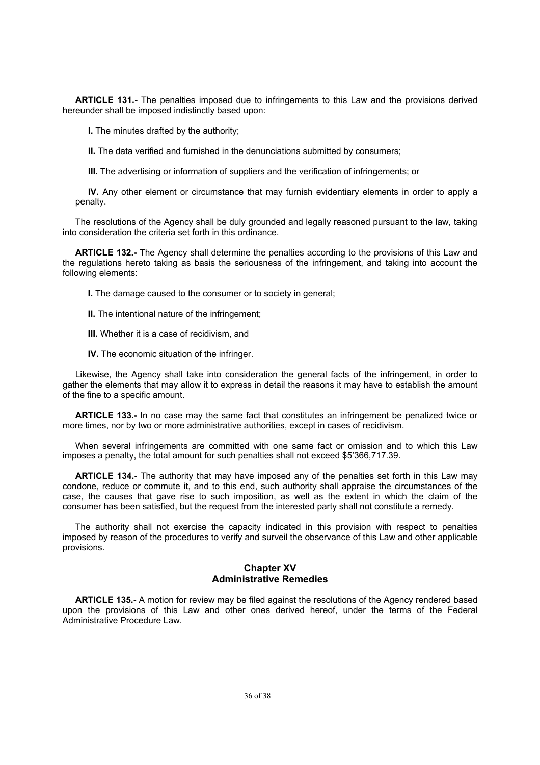**ARTICLE 131.-** The penalties imposed due to infringements to this Law and the provisions derived hereunder shall be imposed indistinctly based upon:

**I.** The minutes drafted by the authority;

**II.** The data verified and furnished in the denunciations submitted by consumers;

**III.** The advertising or information of suppliers and the verification of infringements; or

**IV.** Any other element or circumstance that may furnish evidentiary elements in order to apply a penalty.

The resolutions of the Agency shall be duly grounded and legally reasoned pursuant to the law, taking into consideration the criteria set forth in this ordinance.

**ARTICLE 132.-** The Agency shall determine the penalties according to the provisions of this Law and the regulations hereto taking as basis the seriousness of the infringement, and taking into account the following elements:

**I.** The damage caused to the consumer or to society in general;

**II.** The intentional nature of the infringement;

**III.** Whether it is a case of recidivism, and

**IV.** The economic situation of the infringer.

Likewise, the Agency shall take into consideration the general facts of the infringement, in order to gather the elements that may allow it to express in detail the reasons it may have to establish the amount of the fine to a specific amount.

**ARTICLE 133.-** In no case may the same fact that constitutes an infringement be penalized twice or more times, nor by two or more administrative authorities, except in cases of recidivism.

When several infringements are committed with one same fact or omission and to which this Law imposes a penalty, the total amount for such penalties shall not exceed $5'366,717.39.

**ARTICLE 134.-** The authority that may have imposed any of the penalties set forth in this Law may condone, reduce or commute it, and to this end, such authority shall appraise the circumstances of the case, the causes that gave rise to such imposition, as well as the extent in which the claim of the consumer has been satisfied, but the request from the interested party shall not constitute a remedy.

The authority shall not exercise the capacity indicated in this provision with respect to penalties imposed by reason of the procedures to verify and surveil the observance of this Law and other applicable provisions.

## Chapter XV
## Administrative Remedies

**ARTICLE 135.-** A motion for review may be filed against the resolutions of the Agency rendered based upon the provisions of this Law and other ones derived hereof, under the terms of the Federal Administrative Procedure Law.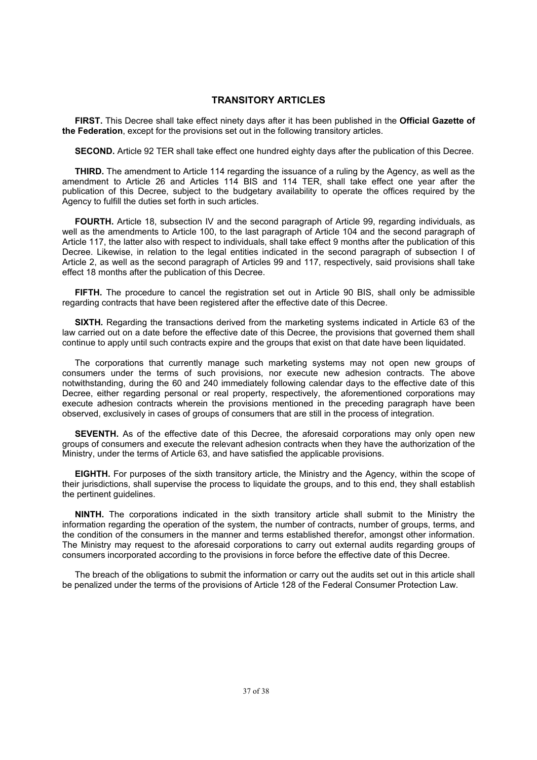## TRANSITORY ARTICLES

**FIRST.** This Decree shall take effect ninety days after it has been published in the **Official Gazette of the Federation**, except for the provisions set out in the following transitory articles.

**SECOND.** Article 92 TER shall take effect one hundred eighty days after the publication of this Decree.

**THIRD.** The amendment to Article 114 regarding the issuance of a ruling by the Agency, as well as the amendment to Article 26 and Articles 114 BIS and 114 TER, shall take effect one year after the publication of this Decree, subject to the budgetary availability to operate the offices required by the Agency to fulfill the duties set forth in such articles.

**FOURTH.** Article 18, subsection IV and the second paragraph of Article 99, regarding individuals, as well as the amendments to Article 100, to the last paragraph of Article 104 and the second paragraph of Article 117, the latter also with respect to individuals, shall take effect 9 months after the publication of this Decree. Likewise, in relation to the legal entities indicated in the second paragraph of subsection I of Article 2, as well as the second paragraph of Articles 99 and 117, respectively, said provisions shall take effect 18 months after the publication of this Decree.

**FIFTH.** The procedure to cancel the registration set out in Article 90 BIS, shall only be admissible regarding contracts that have been registered after the effective date of this Decree.

**SIXTH.** Regarding the transactions derived from the marketing systems indicated in Article 63 of the law carried out on a date before the effective date of this Decree, the provisions that governed them shall continue to apply until such contracts expire and the groups that exist on that date have been liquidated.

The corporations that currently manage such marketing systems may not open new groups of consumers under the terms of such provisions, nor execute new adhesion contracts. The above notwithstanding, during the 60 and 240 immediately following calendar days to the effective date of this Decree, either regarding personal or real property, respectively, the aforementioned corporations may execute adhesion contracts wherein the provisions mentioned in the preceding paragraph have been observed, exclusively in cases of groups of consumers that are still in the process of integration.

**SEVENTH.** As of the effective date of this Decree, the aforesaid corporations may only open new groups of consumers and execute the relevant adhesion contracts when they have the authorization of the Ministry, under the terms of Article 63, and have satisfied the applicable provisions.

**EIGHTH.** For purposes of the sixth transitory article, the Ministry and the Agency, within the scope of their jurisdictions, shall supervise the process to liquidate the groups, and to this end, they shall establish the pertinent guidelines.

**NINTH.** The corporations indicated in the sixth transitory article shall submit to the Ministry the information regarding the operation of the system, the number of contracts, number of groups, terms, and the condition of the consumers in the manner and terms established therefor, amongst other information. The Ministry may request to the aforesaid corporations to carry out external audits regarding groups of consumers incorporated according to the provisions in force before the effective date of this Decree.

The breach of the obligations to submit the information or carry out the audits set out in this article shall be penalized under the terms of the provisions of Article 128 of the Federal Consumer Protection Law.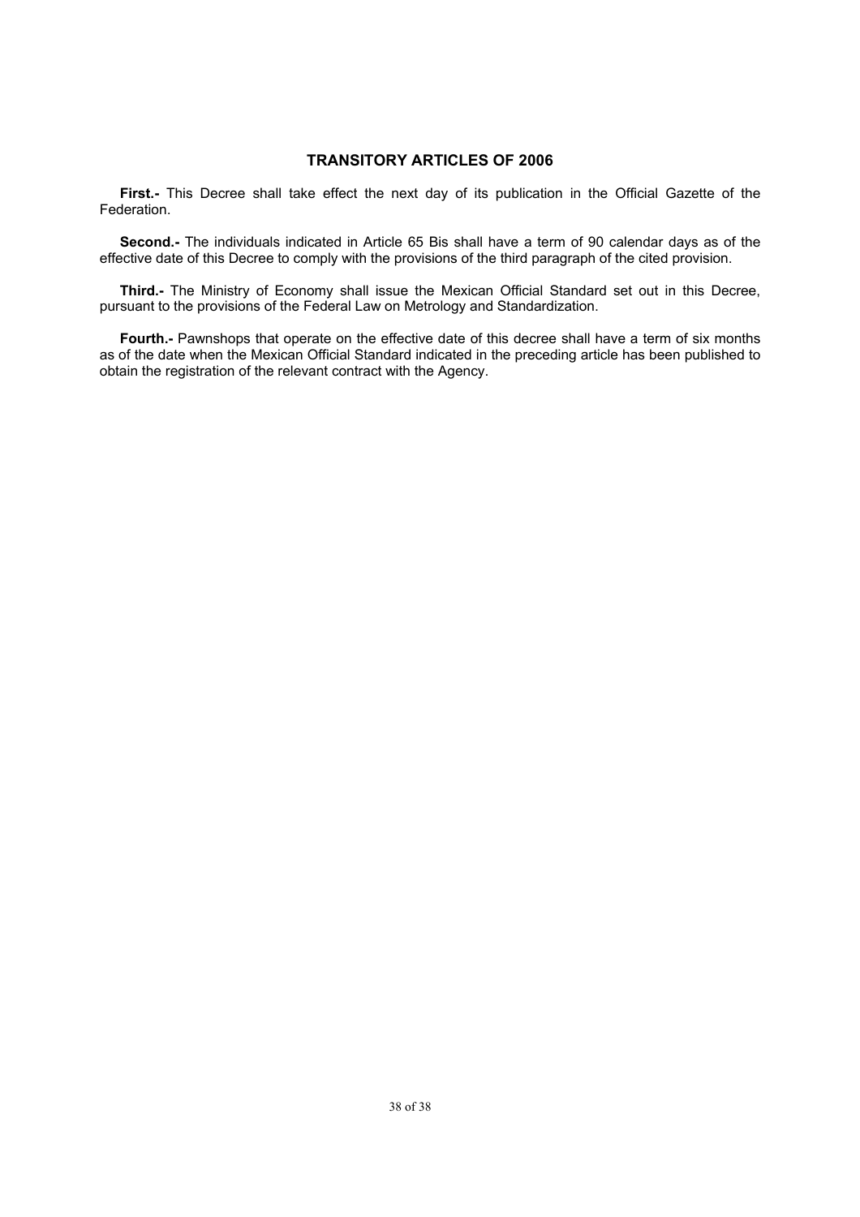## TRANSITORY ARTICLES OF 2006

**First.-** This Decree shall take effect the next day of its publication in the Official Gazette of the Federation.

**Second.-** The individuals indicated in Article 65 Bis shall have a term of 90 calendar days as of the effective date of this Decree to comply with the provisions of the third paragraph of the cited provision.

**Third.-** The Ministry of Economy shall issue the Mexican Official Standard set out in this Decree, pursuant to the provisions of the Federal Law on Metrology and Standardization.

**Fourth.-** Pawnshops that operate on the effective date of this decree shall have a term of six months as of the date when the Mexican Official Standard indicated in the preceding article has been published to obtain the registration of the relevant contract with the Agency.